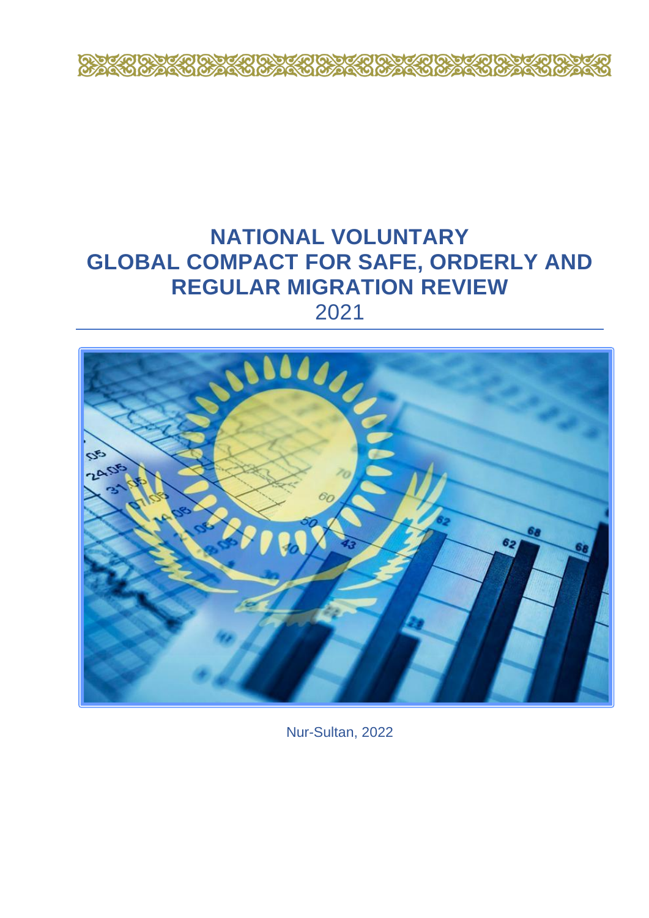# NATIONAL VOLUNTARY GLOBAL COMPACT FOR SAFE, ORDERLY AND REGULAR MIGRATION REVIEW

2021

Nur-Sultan, 2022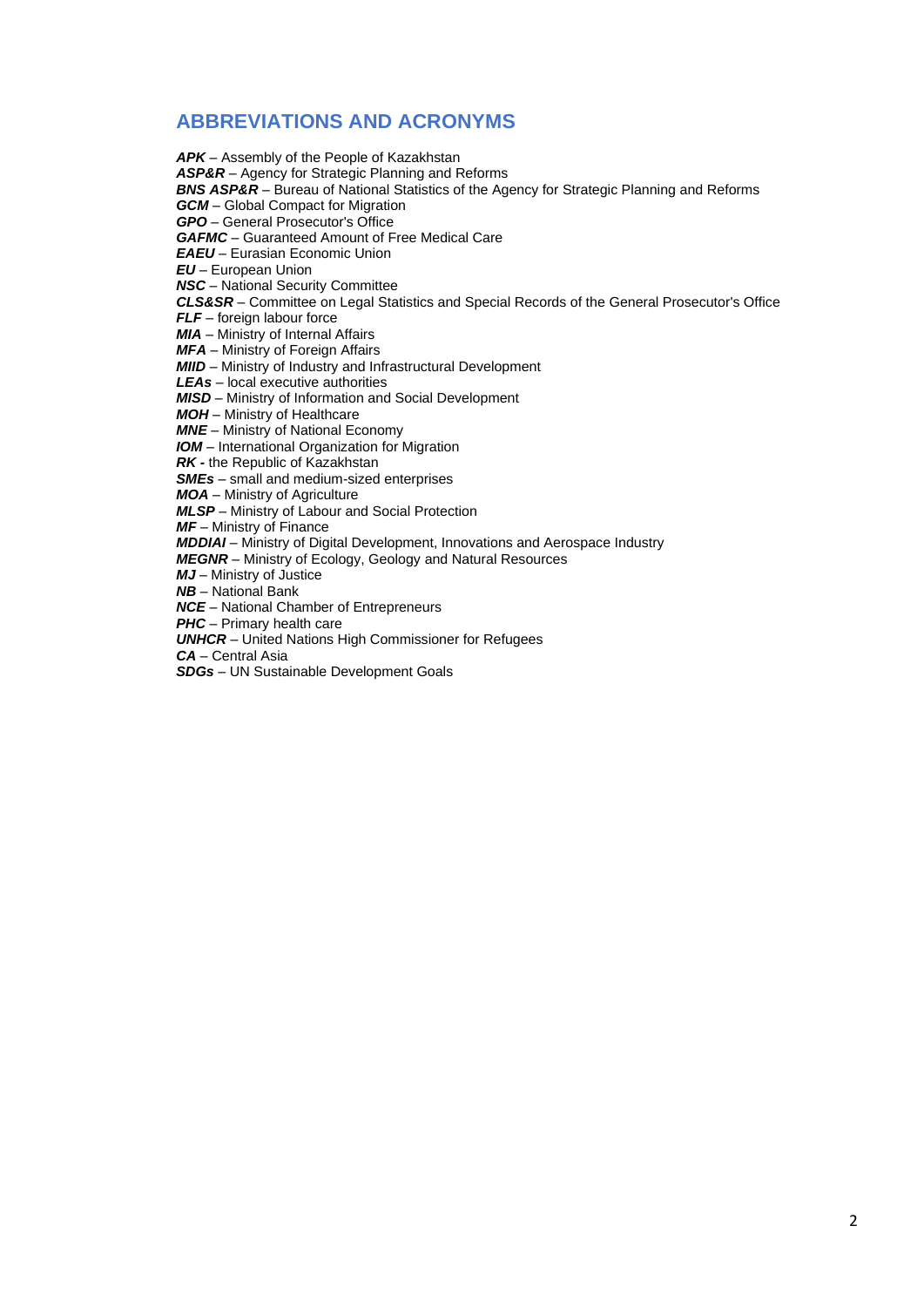## ABBREVIATIONS AND ACRONYMS

***APK*** – Assembly of the People of Kazakhstan
***ASP&R*** – Agency for Strategic Planning and Reforms
***BNS ASP&R*** – Bureau of National Statistics of the Agency for Strategic Planning and Reforms
***GCM*** – Global Compact for Migration
***GPO*** – General Prosecutor's Office
***GAFMC*** – Guaranteed Amount of Free Medical Care
***EAEU*** – Eurasian Economic Union
***EU*** – European Union
***NSC*** – National Security Committee
***CLS&SR*** – Committee on Legal Statistics and Special Records of the General Prosecutor's Office
***FLF*** – foreign labour force
***MIA*** – Ministry of Internal Affairs
***MFA*** – Ministry of Foreign Affairs
***MIID*** – Ministry of Industry and Infrastructural Development
***LEAs*** – local executive authorities
***MISD*** – Ministry of Information and Social Development
***MOH*** – Ministry of Healthcare
***MNE*** – Ministry of National Economy
***IOM*** – International Organization for Migration
***RK -*** the Republic of Kazakhstan
***SMEs*** – small and medium-sized enterprises
***MOA*** – Ministry of Agriculture
***MLSP*** – Ministry of Labour and Social Protection
***MF*** – Ministry of Finance
***MDDIAI*** – Ministry of Digital Development, Innovations and Aerospace Industry
***MEGNR*** – Ministry of Ecology, Geology and Natural Resources
***MJ*** – Ministry of Justice
***NB*** – National Bank
***NCE*** – National Chamber of Entrepreneurs
***PHC*** – Primary health care
***UNHCR*** – United Nations High Commissioner for Refugees
***CA*** – Central Asia
***SDGs*** – UN Sustainable Development Goals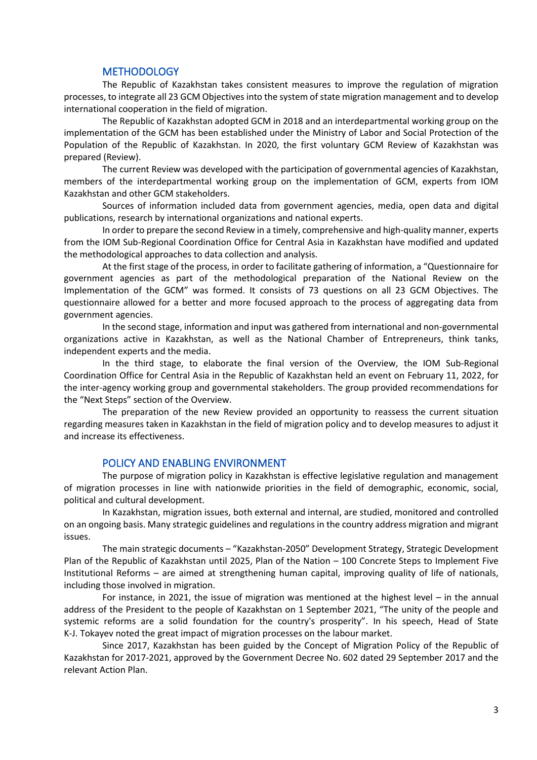## METHODOLOGY

The Republic of Kazakhstan takes consistent measures to improve the regulation of migration processes, to integrate all 23 GCM Objectives into the system of state migration management and to develop international cooperation in the field of migration.

The Republic of Kazakhstan adopted GCM in 2018 and an interdepartmental working group on the implementation of the GCM has been established under the Ministry of Labor and Social Protection of the Population of the Republic of Kazakhstan. In 2020, the first voluntary GCM Review of Kazakhstan was prepared (Review).

The current Review was developed with the participation of governmental agencies of Kazakhstan, members of the interdepartmental working group on the implementation of GCM, experts from IOM Kazakhstan and other GCM stakeholders.

Sources of information included data from government agencies, media, open data and digital publications, research by international organizations and national experts.

In order to prepare the second Review in a timely, comprehensive and high-quality manner, experts from the IOM Sub-Regional Coordination Office for Central Asia in Kazakhstan have modified and updated the methodological approaches to data collection and analysis.

At the first stage of the process, in order to facilitate gathering of information, a "Questionnaire for government agencies as part of the methodological preparation of the National Review on the Implementation of the GCM" was formed. It consists of 73 questions on all 23 GCM Objectives. The questionnaire allowed for a better and more focused approach to the process of aggregating data from government agencies.

In the second stage, information and input was gathered from international and non-governmental organizations active in Kazakhstan, as well as the National Chamber of Entrepreneurs, think tanks, independent experts and the media.

In the third stage, to elaborate the final version of the Overview, the IOM Sub-Regional Coordination Office for Central Asia in the Republic of Kazakhstan held an event on February 11, 2022, for the inter-agency working group and governmental stakeholders. The group provided recommendations for the "Next Steps" section of the Overview.

The preparation of the new Review provided an opportunity to reassess the current situation regarding measures taken in Kazakhstan in the field of migration policy and to develop measures to adjust it and increase its effectiveness.

## POLICY AND ENABLING ENVIRONMENT

The purpose of migration policy in Kazakhstan is effective legislative regulation and management of migration processes in line with nationwide priorities in the field of demographic, economic, social, political and cultural development.

In Kazakhstan, migration issues, both external and internal, are studied, monitored and controlled on an ongoing basis. Many strategic guidelines and regulations in the country address migration and migrant issues.

The main strategic documents – "Kazakhstan-2050" Development Strategy, Strategic Development Plan of the Republic of Kazakhstan until 2025, Plan of the Nation – 100 Concrete Steps to Implement Five Institutional Reforms – are aimed at strengthening human capital, improving quality of life of nationals, including those involved in migration.

For instance, in 2021, the issue of migration was mentioned at the highest level – in the annual address of the President to the people of Kazakhstan on 1 September 2021, "The unity of the people and systemic reforms are a solid foundation for the country's prosperity". In his speech, Head of State K-J. Tokayev noted the great impact of migration processes on the labour market.

Since 2017, Kazakhstan has been guided by the Concept of Migration Policy of the Republic of Kazakhstan for 2017-2021, approved by the Government Decree No. 602 dated 29 September 2017 and the relevant Action Plan.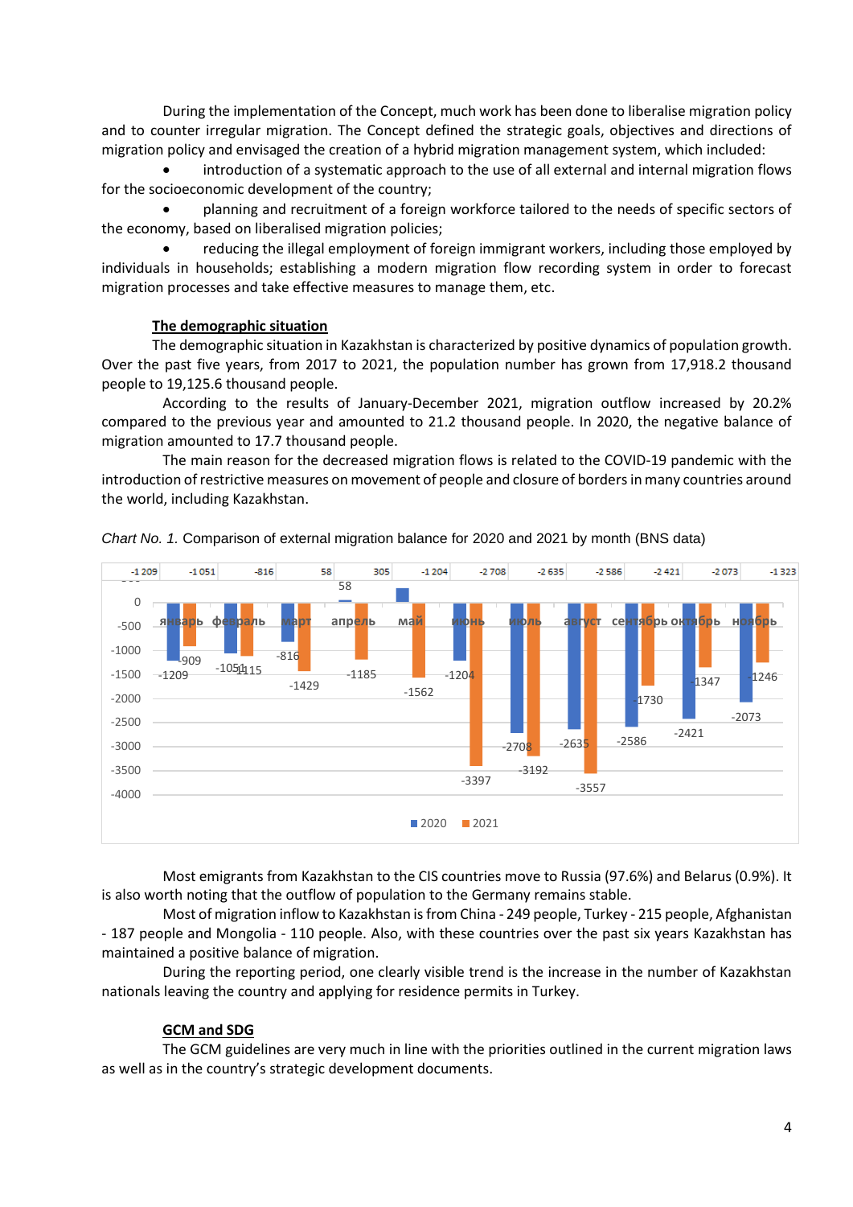During the implementation of the Concept, much work has been done to liberalise migration policy and to counter irregular migration. The Concept defined the strategic goals, objectives and directions of migration policy and envisaged the creation of a hybrid migration management system, which included:

- introduction of a systematic approach to the use of all external and internal migration flows for the socioeconomic development of the country;
- planning and recruitment of a foreign workforce tailored to the needs of specific sectors of the economy, based on liberalised migration policies;
- reducing the illegal employment of foreign immigrant workers, including those employed by individuals in households; establishing a modern migration flow recording system in order to forecast migration processes and take effective measures to manage them, etc.

**The demographic situation**

The demographic situation in Kazakhstan is characterized by positive dynamics of population growth. Over the past five years, from 2017 to 2021, the population number has grown from 17,918.2 thousand people to 19,125.6 thousand people.

According to the results of January-December 2021, migration outflow increased by 20.2% compared to the previous year and amounted to 21.2 thousand people. In 2020, the negative balance of migration amounted to 17.7 thousand people.

The main reason for the decreased migration flows is related to the COVID-19 pandemic with the introduction of restrictive measures on movement of people and closure of borders in many countries around the world, including Kazakhstan.

*Chart No. 1.* Comparison of external migration balance for 2020 and 2021 by month (BNS data)

| Month | 2020 | 2021 |
|---|---|---|
| январь | -1209 | -909 |
| февраль | -1051 | -1115 |
| март | -816 | -1429 |
| апрель | 58 | -1185 |
| май | 305 | -1562 |
| июнь | -1204 | -3397 |
| июль | -2708 | -3192 |
| август | -2635 | -3557 |
| сентябрь | -2586 | -1730 |
| октябрь | -2421 | -1347 |
| ноябрь | -2073 | -1246 |

Most emigrants from Kazakhstan to the CIS countries move to Russia (97.6%) and Belarus (0.9%). It is also worth noting that the outflow of population to the Germany remains stable.

Most of migration inflow to Kazakhstan is from China - 249 people, Turkey - 215 people, Afghanistan - 187 people and Mongolia - 110 people. Also, with these countries over the past six years Kazakhstan has maintained a positive balance of migration.

During the reporting period, one clearly visible trend is the increase in the number of Kazakhstan nationals leaving the country and applying for residence permits in Turkey.

**GCM and SDG**

The GCM guidelines are very much in line with the priorities outlined in the current migration laws as well as in the country's strategic development documents.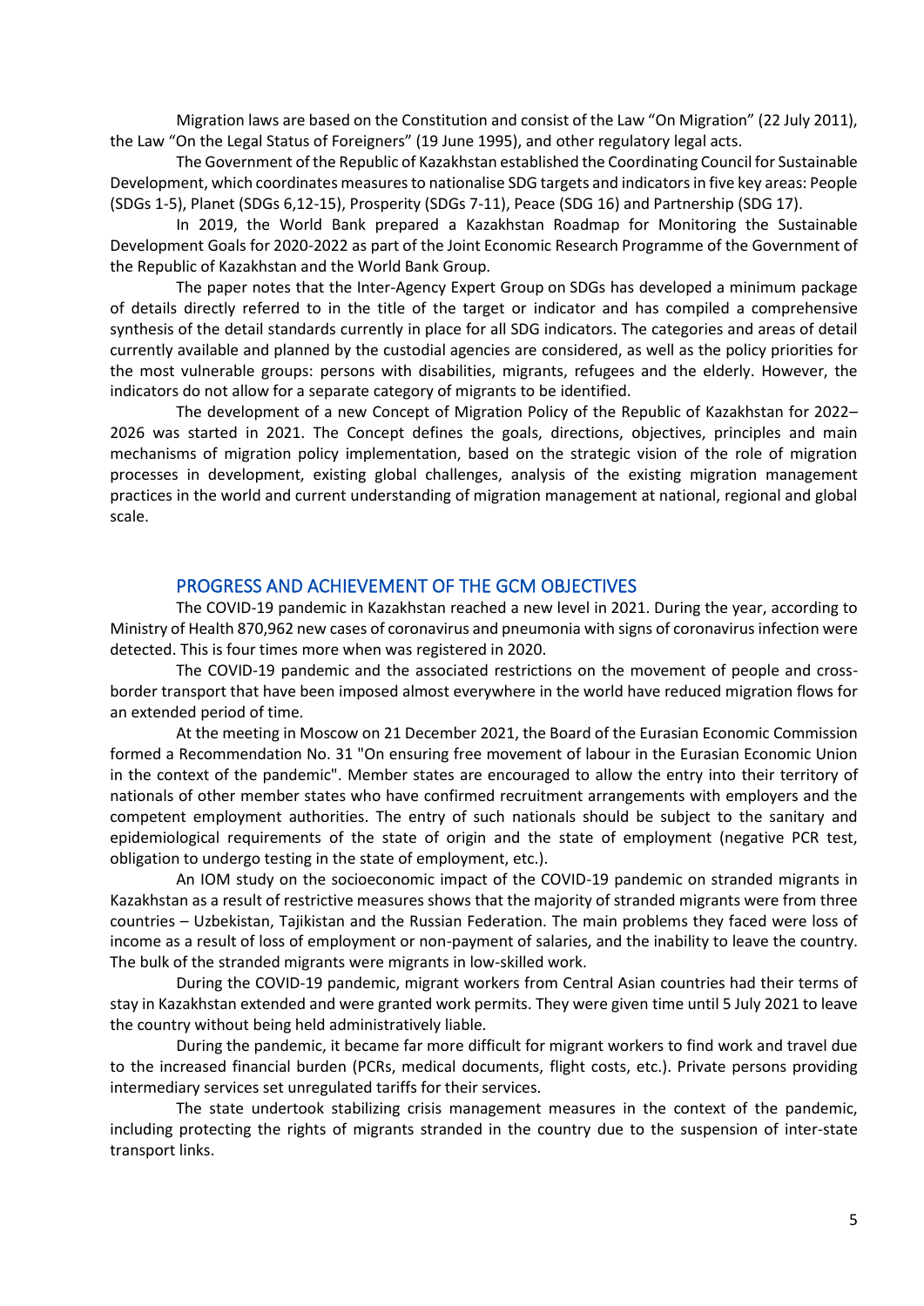Migration laws are based on the Constitution and consist of the Law "On Migration" (22 July 2011), the Law "On the Legal Status of Foreigners" (19 June 1995), and other regulatory legal acts.

The Government of the Republic of Kazakhstan established the Coordinating Council for Sustainable Development, which coordinates measures to nationalise SDG targets and indicators in five key areas: People (SDGs 1-5), Planet (SDGs 6,12-15), Prosperity (SDGs 7-11), Peace (SDG 16) and Partnership (SDG 17).

In 2019, the World Bank prepared a Kazakhstan Roadmap for Monitoring the Sustainable Development Goals for 2020-2022 as part of the Joint Economic Research Programme of the Government of the Republic of Kazakhstan and the World Bank Group.

The paper notes that the Inter-Agency Expert Group on SDGs has developed a minimum package of details directly referred to in the title of the target or indicator and has compiled a comprehensive synthesis of the detail standards currently in place for all SDG indicators. The categories and areas of detail currently available and planned by the custodial agencies are considered, as well as the policy priorities for the most vulnerable groups: persons with disabilities, migrants, refugees and the elderly. However, the indicators do not allow for a separate category of migrants to be identified.

The development of a new Concept of Migration Policy of the Republic of Kazakhstan for 2022–2026 was started in 2021. The Concept defines the goals, directions, objectives, principles and main mechanisms of migration policy implementation, based on the strategic vision of the role of migration processes in development, existing global challenges, analysis of the existing migration management practices in the world and current understanding of migration management at national, regional and global scale.

## PROGRESS AND ACHIEVEMENT OF THE GCM OBJECTIVES

The COVID-19 pandemic in Kazakhstan reached a new level in 2021. During the year, according to Ministry of Health 870,962 new cases of coronavirus and pneumonia with signs of coronavirus infection were detected. This is four times more when was registered in 2020.

The COVID-19 pandemic and the associated restrictions on the movement of people and cross-border transport that have been imposed almost everywhere in the world have reduced migration flows for an extended period of time.

At the meeting in Moscow on 21 December 2021, the Board of the Eurasian Economic Commission formed a Recommendation No. 31 "On ensuring free movement of labour in the Eurasian Economic Union in the context of the pandemic". Member states are encouraged to allow the entry into their territory of nationals of other member states who have confirmed recruitment arrangements with employers and the competent employment authorities. The entry of such nationals should be subject to the sanitary and epidemiological requirements of the state of origin and the state of employment (negative PCR test, obligation to undergo testing in the state of employment, etc.).

An IOM study on the socioeconomic impact of the COVID-19 pandemic on stranded migrants in Kazakhstan as a result of restrictive measures shows that the majority of stranded migrants were from three countries – Uzbekistan, Tajikistan and the Russian Federation. The main problems they faced were loss of income as a result of loss of employment or non-payment of salaries, and the inability to leave the country. The bulk of the stranded migrants were migrants in low-skilled work.

During the COVID-19 pandemic, migrant workers from Central Asian countries had their terms of stay in Kazakhstan extended and were granted work permits. They were given time until 5 July 2021 to leave the country without being held administratively liable.

During the pandemic, it became far more difficult for migrant workers to find work and travel due to the increased financial burden (PCRs, medical documents, flight costs, etc.). Private persons providing intermediary services set unregulated tariffs for their services.

The state undertook stabilizing crisis management measures in the context of the pandemic, including protecting the rights of migrants stranded in the country due to the suspension of inter-state transport links.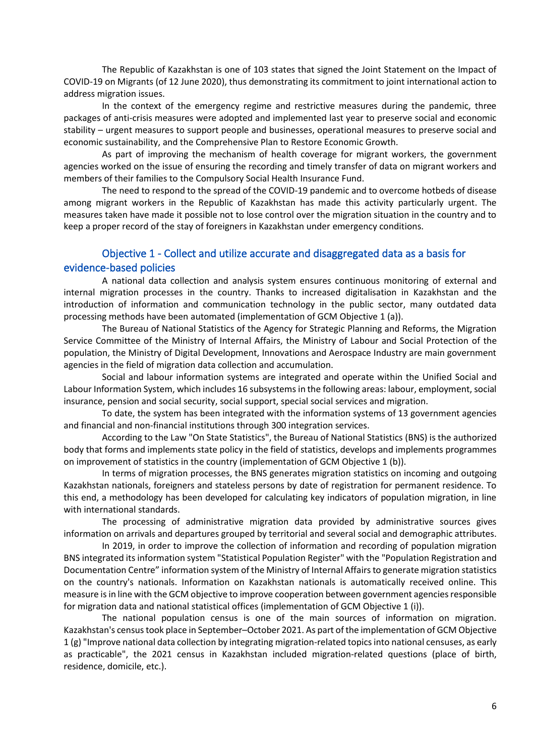The Republic of Kazakhstan is one of 103 states that signed the Joint Statement on the Impact of COVID-19 on Migrants (of 12 June 2020), thus demonstrating its commitment to joint international action to address migration issues.

In the context of the emergency regime and restrictive measures during the pandemic, three packages of anti-crisis measures were adopted and implemented last year to preserve social and economic stability – urgent measures to support people and businesses, operational measures to preserve social and economic sustainability, and the Comprehensive Plan to Restore Economic Growth.

As part of improving the mechanism of health coverage for migrant workers, the government agencies worked on the issue of ensuring the recording and timely transfer of data on migrant workers and members of their families to the Compulsory Social Health Insurance Fund.

The need to respond to the spread of the COVID-19 pandemic and to overcome hotbeds of disease among migrant workers in the Republic of Kazakhstan has made this activity particularly urgent. The measures taken have made it possible not to lose control over the migration situation in the country and to keep a proper record of the stay of foreigners in Kazakhstan under emergency conditions.

## Objective 1 - Collect and utilize accurate and disaggregated data as a basis for evidence-based policies

A national data collection and analysis system ensures continuous monitoring of external and internal migration processes in the country. Thanks to increased digitalisation in Kazakhstan and the introduction of information and communication technology in the public sector, many outdated data processing methods have been automated (implementation of GCM Objective 1 (a)).

The Bureau of National Statistics of the Agency for Strategic Planning and Reforms, the Migration Service Committee of the Ministry of Internal Affairs, the Ministry of Labour and Social Protection of the population, the Ministry of Digital Development, Innovations and Aerospace Industry are main government agencies in the field of migration data collection and accumulation.

Social and labour information systems are integrated and operate within the Unified Social and Labour Information System, which includes 16 subsystems in the following areas: labour, employment, social insurance, pension and social security, social support, special social services and migration.

To date, the system has been integrated with the information systems of 13 government agencies and financial and non-financial institutions through 300 integration services.

According to the Law "On State Statistics", the Bureau of National Statistics (BNS) is the authorized body that forms and implements state policy in the field of statistics, develops and implements programmes on improvement of statistics in the country (implementation of GCM Objective 1 (b)).

In terms of migration processes, the BNS generates migration statistics on incoming and outgoing Kazakhstan nationals, foreigners and stateless persons by date of registration for permanent residence. To this end, a methodology has been developed for calculating key indicators of population migration, in line with international standards.

The processing of administrative migration data provided by administrative sources gives information on arrivals and departures grouped by territorial and several social and demographic attributes.

In 2019, in order to improve the collection of information and recording of population migration BNS integrated its information system "Statistical Population Register" with the "Population Registration and Documentation Centre" information system of the Ministry of Internal Affairs to generate migration statistics on the country's nationals. Information on Kazakhstan nationals is automatically received online. This measure is in line with the GCM objective to improve cooperation between government agencies responsible for migration data and national statistical offices (implementation of GCM Objective 1 (i)).

The national population census is one of the main sources of information on migration. Kazakhstan's census took place in September–October 2021. As part of the implementation of GCM Objective 1 (g) "Improve national data collection by integrating migration-related topics into national censuses, as early as practicable", the 2021 census in Kazakhstan included migration-related questions (place of birth, residence, domicile, etc.).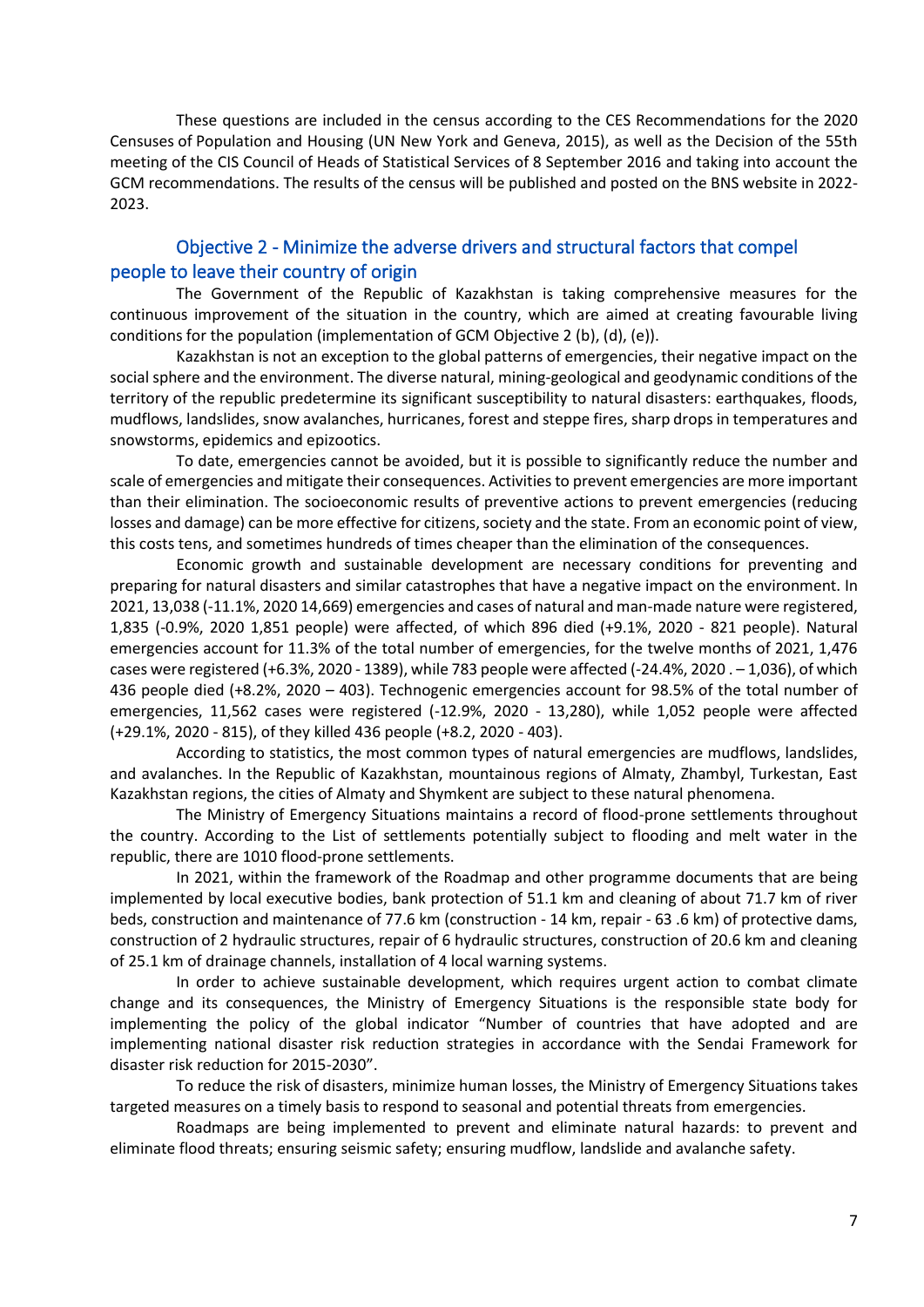These questions are included in the census according to the CES Recommendations for the 2020 Censuses of Population and Housing (UN New York and Geneva, 2015), as well as the Decision of the 55th meeting of the CIS Council of Heads of Statistical Services of 8 September 2016 and taking into account the GCM recommendations. The results of the census will be published and posted on the BNS website in 2022-2023.

## Objective 2 - Minimize the adverse drivers and structural factors that compel people to leave their country of origin

The Government of the Republic of Kazakhstan is taking comprehensive measures for the continuous improvement of the situation in the country, which are aimed at creating favourable living conditions for the population (implementation of GCM Objective 2 (b), (d), (e)).

Kazakhstan is not an exception to the global patterns of emergencies, their negative impact on the social sphere and the environment. The diverse natural, mining-geological and geodynamic conditions of the territory of the republic predetermine its significant susceptibility to natural disasters: earthquakes, floods, mudflows, landslides, snow avalanches, hurricanes, forest and steppe fires, sharp drops in temperatures and snowstorms, epidemics and epizootics.

To date, emergencies cannot be avoided, but it is possible to significantly reduce the number and scale of emergencies and mitigate their consequences. Activities to prevent emergencies are more important than their elimination. The socioeconomic results of preventive actions to prevent emergencies (reducing losses and damage) can be more effective for citizens, society and the state. From an economic point of view, this costs tens, and sometimes hundreds of times cheaper than the elimination of the consequences.

Economic growth and sustainable development are necessary conditions for preventing and preparing for natural disasters and similar catastrophes that have a negative impact on the environment. In 2021, 13,038 (-11.1%, 2020 14,669) emergencies and cases of natural and man-made nature were registered, 1,835 (-0.9%, 2020 1,851 people) were affected, of which 896 died (+9.1%, 2020 - 821 people). Natural emergencies account for 11.3% of the total number of emergencies, for the twelve months of 2021, 1,476 cases were registered (+6.3%, 2020 - 1389), while 783 people were affected (-24.4%, 2020 . – 1,036), of which 436 people died (+8.2%, 2020 – 403). Technogenic emergencies account for 98.5% of the total number of emergencies, 11,562 cases were registered (-12.9%, 2020 - 13,280), while 1,052 people were affected (+29.1%, 2020 - 815), of they killed 436 people (+8.2, 2020 - 403).

According to statistics, the most common types of natural emergencies are mudflows, landslides, and avalanches. In the Republic of Kazakhstan, mountainous regions of Almaty, Zhambyl, Turkestan, East Kazakhstan regions, the cities of Almaty and Shymkent are subject to these natural phenomena.

The Ministry of Emergency Situations maintains a record of flood-prone settlements throughout the country. According to the List of settlements potentially subject to flooding and melt water in the republic, there are 1010 flood-prone settlements.

In 2021, within the framework of the Roadmap and other programme documents that are being implemented by local executive bodies, bank protection of 51.1 km and cleaning of about 71.7 km of river beds, construction and maintenance of 77.6 km (construction - 14 km, repair - 63 .6 km) of protective dams, construction of 2 hydraulic structures, repair of 6 hydraulic structures, construction of 20.6 km and cleaning of 25.1 km of drainage channels, installation of 4 local warning systems.

In order to achieve sustainable development, which requires urgent action to combat climate change and its consequences, the Ministry of Emergency Situations is the responsible state body for implementing the policy of the global indicator "Number of countries that have adopted and are implementing national disaster risk reduction strategies in accordance with the Sendai Framework for disaster risk reduction for 2015-2030".

To reduce the risk of disasters, minimize human losses, the Ministry of Emergency Situations takes targeted measures on a timely basis to respond to seasonal and potential threats from emergencies.

Roadmaps are being implemented to prevent and eliminate natural hazards: to prevent and eliminate flood threats; ensuring seismic safety; ensuring mudflow, landslide and avalanche safety.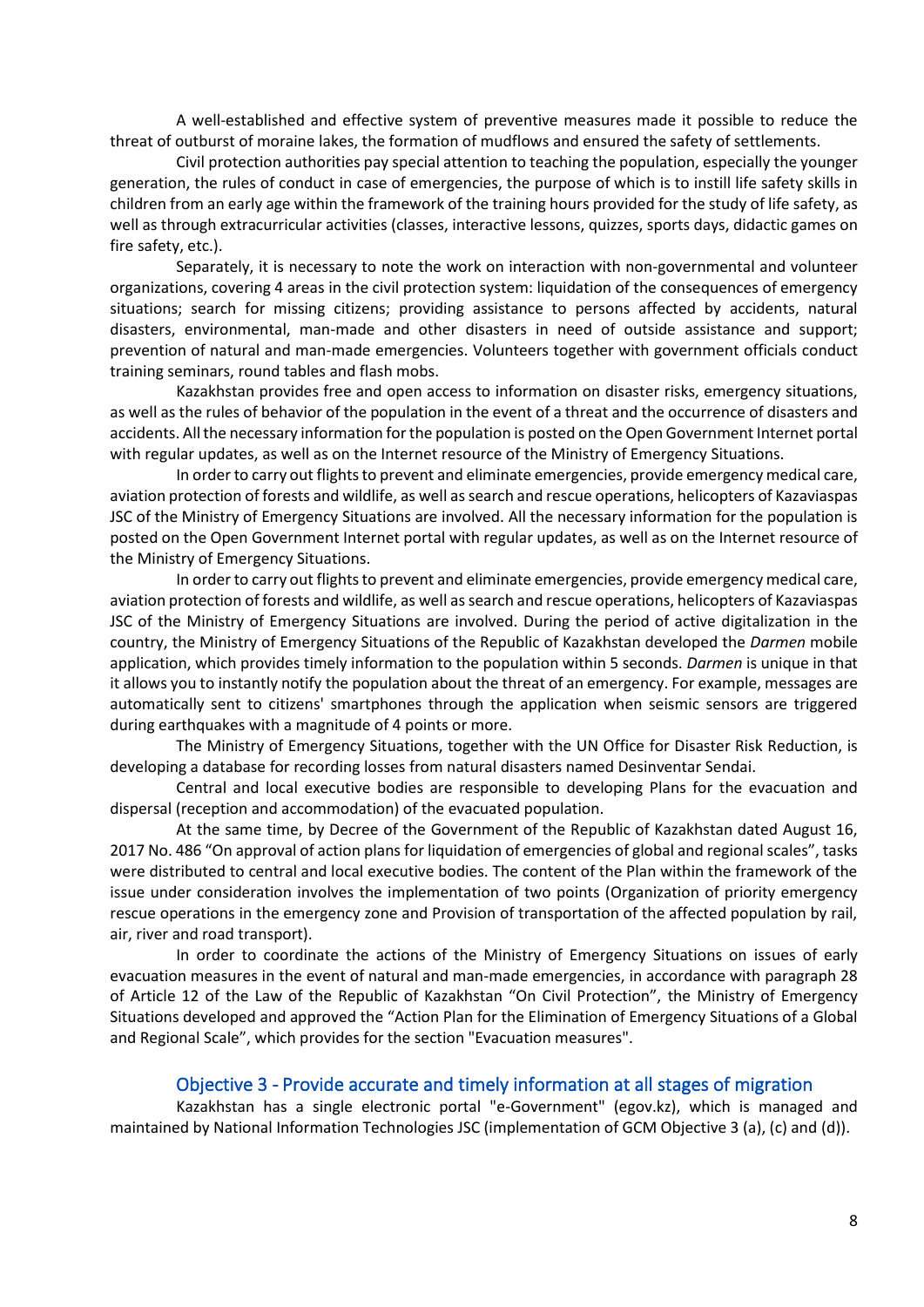A well-established and effective system of preventive measures made it possible to reduce the threat of outburst of moraine lakes, the formation of mudflows and ensured the safety of settlements.

Civil protection authorities pay special attention to teaching the population, especially the younger generation, the rules of conduct in case of emergencies, the purpose of which is to instill life safety skills in children from an early age within the framework of the training hours provided for the study of life safety, as well as through extracurricular activities (classes, interactive lessons, quizzes, sports days, didactic games on fire safety, etc.).

Separately, it is necessary to note the work on interaction with non-governmental and volunteer organizations, covering 4 areas in the civil protection system: liquidation of the consequences of emergency situations; search for missing citizens; providing assistance to persons affected by accidents, natural disasters, environmental, man-made and other disasters in need of outside assistance and support; prevention of natural and man-made emergencies. Volunteers together with government officials conduct training seminars, round tables and flash mobs.

Kazakhstan provides free and open access to information on disaster risks, emergency situations, as well as the rules of behavior of the population in the event of a threat and the occurrence of disasters and accidents. All the necessary information for the population is posted on the Open Government Internet portal with regular updates, as well as on the Internet resource of the Ministry of Emergency Situations.

In order to carry out flights to prevent and eliminate emergencies, provide emergency medical care, aviation protection of forests and wildlife, as well as search and rescue operations, helicopters of Kazaviaspas JSC of the Ministry of Emergency Situations are involved. All the necessary information for the population is posted on the Open Government Internet portal with regular updates, as well as on the Internet resource of the Ministry of Emergency Situations.

In order to carry out flights to prevent and eliminate emergencies, provide emergency medical care, aviation protection of forests and wildlife, as well as search and rescue operations, helicopters of Kazaviaspas JSC of the Ministry of Emergency Situations are involved. During the period of active digitalization in the country, the Ministry of Emergency Situations of the Republic of Kazakhstan developed the *Darmen* mobile application, which provides timely information to the population within 5 seconds. *Darmen* is unique in that it allows you to instantly notify the population about the threat of an emergency. For example, messages are automatically sent to citizens' smartphones through the application when seismic sensors are triggered during earthquakes with a magnitude of 4 points or more.

The Ministry of Emergency Situations, together with the UN Office for Disaster Risk Reduction, is developing a database for recording losses from natural disasters named Desinventar Sendai.

Central and local executive bodies are responsible for developing Plans for the evacuation and dispersal (reception and accommodation) of the evacuated population.

At the same time, by Decree of the Government of the Republic of Kazakhstan dated August 16, 2017 No. 486 "On approval of action plans for liquidation of emergencies of global and regional scales", tasks were distributed to central and local executive bodies. The content of the Plan within the framework of the issue under consideration involves the implementation of two points (Organization of priority emergency rescue operations in the emergency zone and Provision of transportation of the affected population by rail, air, river and road transport).

In order to coordinate the actions of the Ministry of Emergency Situations on issues of early evacuation measures in the event of natural and man-made emergencies, in accordance with paragraph 28 of Article 12 of the Law of the Republic of Kazakhstan "On Civil Protection", the Ministry of Emergency Situations developed and approved the "Action Plan for the Elimination of Emergency Situations of a Global and Regional Scale", which provides for the section "Evacuation measures".

## Objective 3 - Provide accurate and timely information at all stages of migration

Kazakhstan has a single electronic portal "e-Government" (egov.kz), which is managed and maintained by National Information Technologies JSC (implementation of GCM Objective 3 (a), (c) and (d)).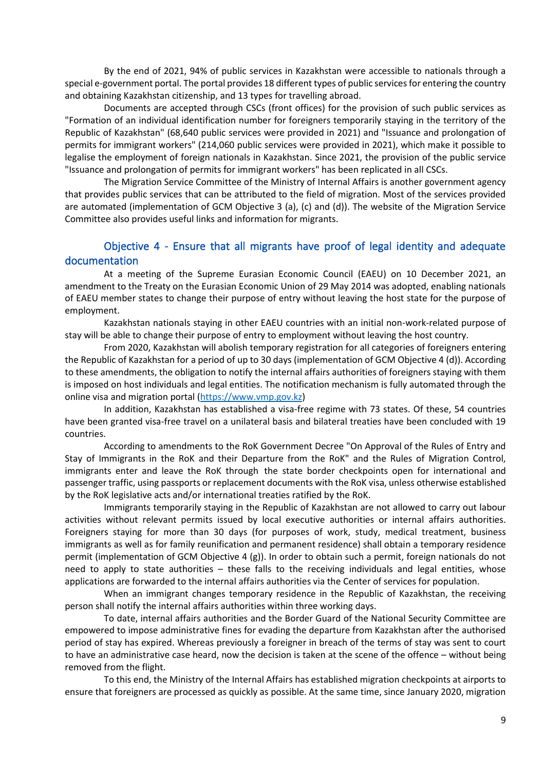By the end of 2021, 94% of public services in Kazakhstan were accessible to nationals through a special e-government portal. The portal provides 18 different types of public services for entering the country and obtaining Kazakhstan citizenship, and 13 types for travelling abroad.

Documents are accepted through CSCs (front offices) for the provision of such public services as "Formation of an individual identification number for foreigners temporarily staying in the territory of the Republic of Kazakhstan" (68,640 public services were provided in 2021) and "Issuance and prolongation of permits for immigrant workers" (214,060 public services were provided in 2021), which make it possible to legalise the employment of foreign nationals in Kazakhstan. Since 2021, the provision of the public service "Issuance and prolongation of permits for immigrant workers" has been replicated in all CSCs.

The Migration Service Committee of the Ministry of Internal Affairs is another government agency that provides public services that can be attributed to the field of migration. Most of the services provided are automated (implementation of GCM Objective 3 (a), (c) and (d)). The website of the Migration Service Committee also provides useful links and information for migrants.

## Objective 4 - Ensure that all migrants have proof of legal identity and adequate documentation

At a meeting of the Supreme Eurasian Economic Council (EAEU) on 10 December 2021, an amendment to the Treaty on the Eurasian Economic Union of 29 May 2014 was adopted, enabling nationals of EAEU member states to change their purpose of entry without leaving the host state for the purpose of employment.

Kazakhstan nationals staying in other EAEU countries with an initial non-work-related purpose of stay will be able to change their purpose of entry to employment without leaving the host country.

From 2020, Kazakhstan will abolish temporary registration for all categories of foreigners entering the Republic of Kazakhstan for a period of up to 30 days (implementation of GCM Objective 4 (d)). According to these amendments, the obligation to notify the internal affairs authorities of foreigners staying with them is imposed on host individuals and legal entities. The notification mechanism is fully automated through the online visa and migration portal (https://www.vmp.gov.kz)

In addition, Kazakhstan has established a visa-free regime with 73 states. Of these, 54 countries have been granted visa-free travel on a unilateral basis and bilateral treaties have been concluded with 19 countries.

According to amendments to the RoK Government Decree "On Approval of the Rules of Entry and Stay of Immigrants in the RoK and their Departure from the RoK" and the Rules of Migration Control, immigrants enter and leave the RoK through the state border checkpoints open for international and passenger traffic, using passports or replacement documents with the RoK visa, unless otherwise established by the RoK legislative acts and/or international treaties ratified by the RoK.

Immigrants temporarily staying in the Republic of Kazakhstan are not allowed to carry out labour activities without relevant permits issued by local executive authorities or internal affairs authorities. Foreigners staying for more than 30 days (for purposes of work, study, medical treatment, business immigrants as well as for family reunification and permanent residence) shall obtain a temporary residence permit (implementation of GCM Objective 4 (g)). In order to obtain such a permit, foreign nationals do not need to apply to state authorities – these falls to the receiving individuals and legal entities, whose applications are forwarded to the internal affairs authorities via the Center of services for population.

When an immigrant changes temporary residence in the Republic of Kazakhstan, the receiving person shall notify the internal affairs authorities within three working days.

To date, internal affairs authorities and the Border Guard of the National Security Committee are empowered to impose administrative fines for evading the departure from Kazakhstan after the authorised period of stay has expired. Whereas previously a foreigner in breach of the terms of stay was sent to court to have an administrative case heard, now the decision is taken at the scene of the offence – without being removed from the flight.

To this end, the Ministry of the Internal Affairs has established migration checkpoints at airports to ensure that foreigners are processed as quickly as possible. At the same time, since January 2020, migration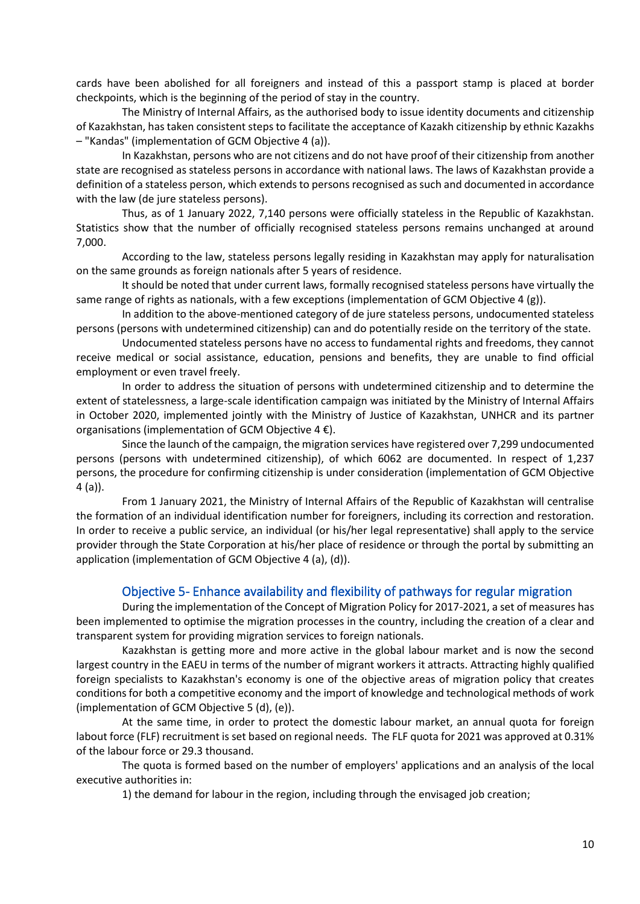cards have been abolished for all foreigners and instead of this a passport stamp is placed at border checkpoints, which is the beginning of the period of stay in the country.

The Ministry of Internal Affairs, as the authorised body to issue identity documents and citizenship of Kazakhstan, has taken consistent steps to facilitate the acceptance of Kazakh citizenship by ethnic Kazakhs – "Kandas" (implementation of GCM Objective 4 (a)).

In Kazakhstan, persons who are not citizens and do not have proof of their citizenship from another state are recognised as stateless persons in accordance with national laws. The laws of Kazakhstan provide a definition of a stateless person, which extends to persons recognised as such and documented in accordance with the law (de jure stateless persons).

Thus, as of 1 January 2022, 7,140 persons were officially stateless in the Republic of Kazakhstan. Statistics show that the number of officially recognised stateless persons remains unchanged at around 7,000.

According to the law, stateless persons legally residing in Kazakhstan may apply for naturalisation on the same grounds as foreign nationals after 5 years of residence.

It should be noted that under current laws, formally recognised stateless persons have virtually the same range of rights as nationals, with a few exceptions (implementation of GCM Objective 4 (g)).

In addition to the above-mentioned category of de jure stateless persons, undocumented stateless persons (persons with undetermined citizenship) can and do potentially reside on the territory of the state.

Undocumented stateless persons have no access to fundamental rights and freedoms, they cannot receive medical or social assistance, education, pensions and benefits, they are unable to find official employment or even travel freely.

In order to address the situation of persons with undetermined citizenship and to determine the extent of statelessness, a large-scale identification campaign was initiated by the Ministry of Internal Affairs in October 2020, implemented jointly with the Ministry of Justice of Kazakhstan, UNHCR and its partner organisations (implementation of GCM Objective 4 €).

Since the launch of the campaign, the migration services have registered over 7,299 undocumented persons (persons with undetermined citizenship), of which 6062 are documented. In respect of 1,237 persons, the procedure for confirming citizenship is under consideration (implementation of GCM Objective 4 (a)).

From 1 January 2021, the Ministry of Internal Affairs of the Republic of Kazakhstan will centralise the formation of an individual identification number for foreigners, including its correction and restoration. In order to receive a public service, an individual (or his/her legal representative) shall apply to the service provider through the State Corporation at his/her place of residence or through the portal by submitting an application (implementation of GCM Objective 4 (a), (d)).

## Objective 5- Enhance availability and flexibility of pathways for regular migration

During the implementation of the Concept of Migration Policy for 2017-2021, a set of measures has been implemented to optimise the migration processes in the country, including the creation of a clear and transparent system for providing migration services to foreign nationals.

Kazakhstan is getting more and more active in the global labour market and is now the second largest country in the EAEU in terms of the number of migrant workers it attracts. Attracting highly qualified foreign specialists to Kazakhstan's economy is one of the objective areas of migration policy that creates conditions for both a competitive economy and the import of knowledge and technological methods of work (implementation of GCM Objective 5 (d), (e)).

At the same time, in order to protect the domestic labour market, an annual quota for foreign labout force (FLF) recruitment is set based on regional needs. The FLF quota for 2021 was approved at 0.31% of the labour force or 29.3 thousand.

The quota is formed based on the number of employers' applications and an analysis of the local executive authorities in:

1) the demand for labour in the region, including through the envisaged job creation;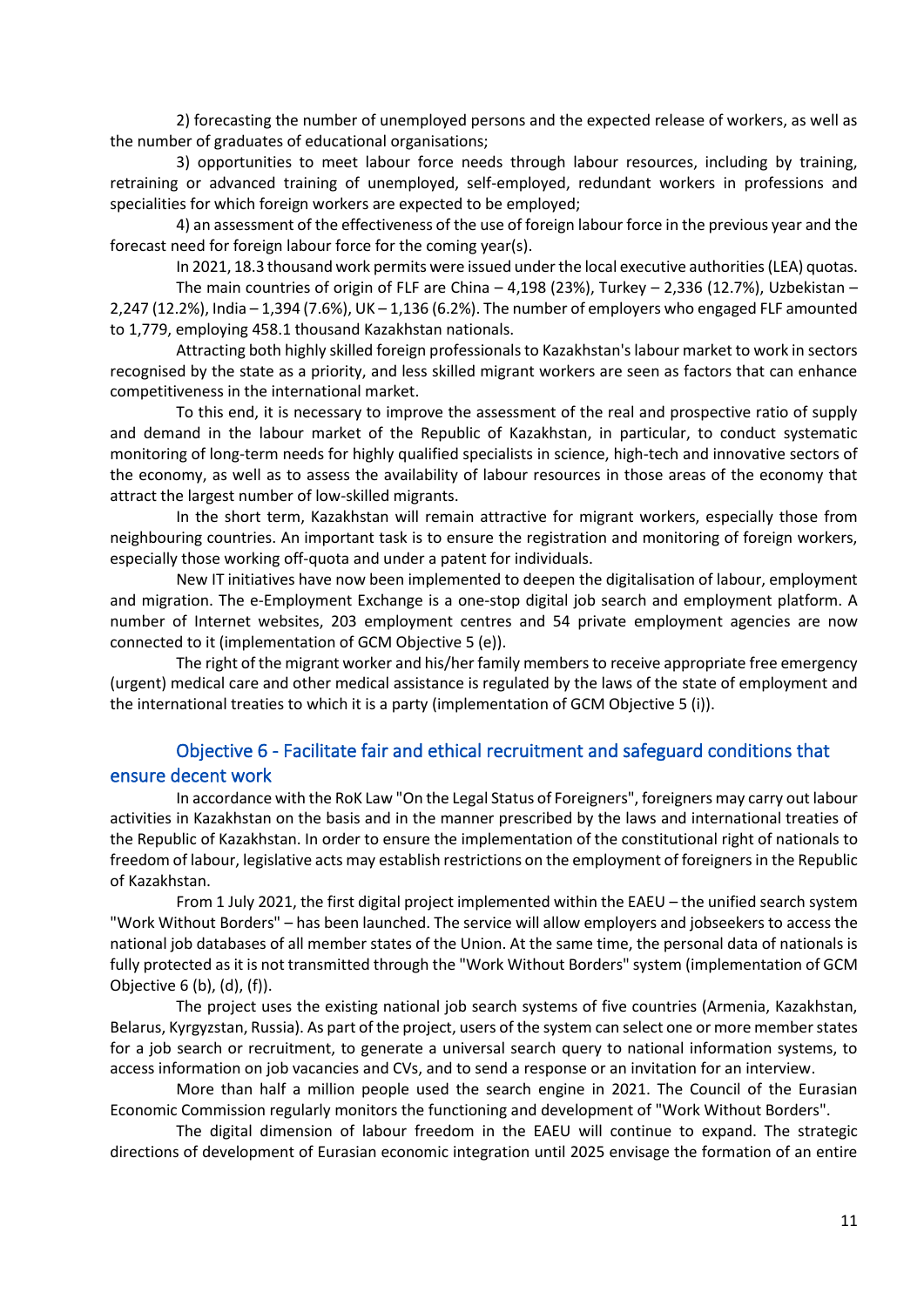2) forecasting the number of unemployed persons and the expected release of workers, as well as the number of graduates of educational organisations;

3) opportunities to meet labour force needs through labour resources, including by training, retraining or advanced training of unemployed, self-employed, redundant workers in professions and specialities for which foreign workers are expected to be employed;

4) an assessment of the effectiveness of the use of foreign labour force in the previous year and the forecast need for foreign labour force for the coming year(s).

In 2021, 18.3 thousand work permits were issued under the local executive authorities (LEA) quotas.

The main countries of origin of FLF are China – 4,198 (23%), Turkey – 2,336 (12.7%), Uzbekistan – 2,247 (12.2%), India – 1,394 (7.6%), UK – 1,136 (6.2%). The number of employers who engaged FLF amounted to 1,779, employing 458.1 thousand Kazakhstan nationals.

Attracting both highly skilled foreign professionals to Kazakhstan's labour market to work in sectors recognised by the state as a priority, and less skilled migrant workers are seen as factors that can enhance competitiveness in the international market.

To this end, it is necessary to improve the assessment of the real and prospective ratio of supply and demand in the labour market of the Republic of Kazakhstan, in particular, to conduct systematic monitoring of long-term needs for highly qualified specialists in science, high-tech and innovative sectors of the economy, as well as to assess the availability of labour resources in those areas of the economy that attract the largest number of low-skilled migrants.

In the short term, Kazakhstan will remain attractive for migrant workers, especially those from neighbouring countries. An important task is to ensure the registration and monitoring of foreign workers, especially those working off-quota and under a patent for individuals.

New IT initiatives have now been implemented to deepen the digitalisation of labour, employment and migration. The e-Employment Exchange is a one-stop digital job search and employment platform. A number of Internet websites, 203 employment centres and 54 private employment agencies are now connected to it (implementation of GCM Objective 5 (e)).

The right of the migrant worker and his/her family members to receive appropriate free emergency (urgent) medical care and other medical assistance is regulated by the laws of the state of employment and the international treaties to which it is a party (implementation of GCM Objective 5 (i)).

## Objective 6 - Facilitate fair and ethical recruitment and safeguard conditions that ensure decent work

In accordance with the RoK Law "On the Legal Status of Foreigners", foreigners may carry out labour activities in Kazakhstan on the basis and in the manner prescribed by the laws and international treaties of the Republic of Kazakhstan. In order to ensure the implementation of the constitutional right of nationals to freedom of labour, legislative acts may establish restrictions on the employment of foreigners in the Republic of Kazakhstan.

From 1 July 2021, the first digital project implemented within the EAEU – the unified search system "Work Without Borders" – has been launched. The service will allow employers and jobseekers to access the national job databases of all member states of the Union. At the same time, the personal data of nationals is fully protected as it is not transmitted through the "Work Without Borders" system (implementation of GCM Objective 6 (b), (d), (f)).

The project uses the existing national job search systems of five countries (Armenia, Kazakhstan, Belarus, Kyrgyzstan, Russia). As part of the project, users of the system can select one or more member states for a job search or recruitment, to generate a universal search query to national information systems, to access information on job vacancies and CVs, and to send a response or an invitation for an interview.

More than half a million people used the search engine in 2021. The Council of the Eurasian Economic Commission regularly monitors the functioning and development of "Work Without Borders".

The digital dimension of labour freedom in the EAEU will continue to expand. The strategic directions of development of Eurasian economic integration until 2025 envisage the formation of an entire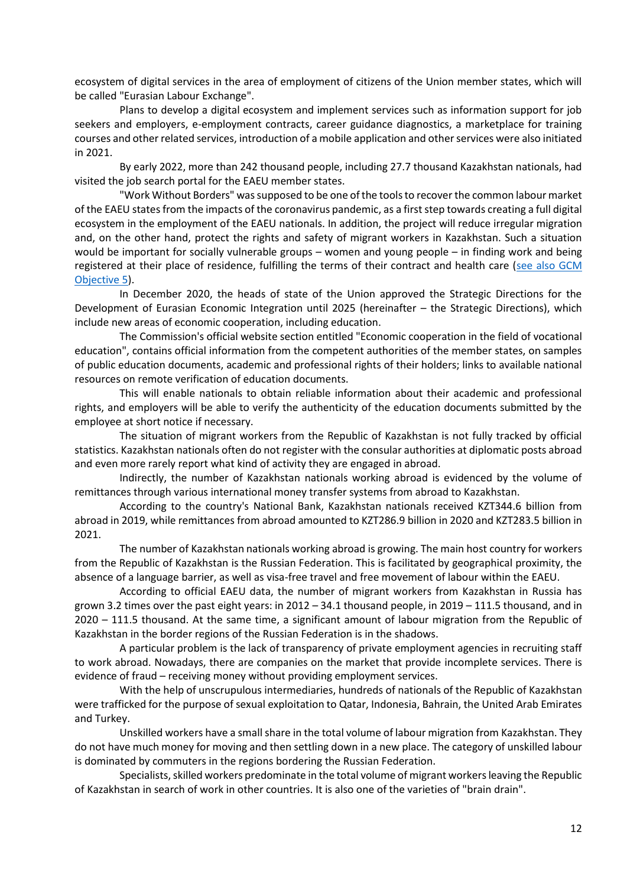ecosystem of digital services in the area of employment of citizens of the Union member states, which will be called "Eurasian Labour Exchange".

Plans to develop a digital ecosystem and implement services such as information support for job seekers and employers, e-employment contracts, career guidance diagnostics, a marketplace for training courses and other related services, introduction of a mobile application and other services were also initiated in 2021.

By early 2022, more than 242 thousand people, including 27.7 thousand Kazakhstan nationals, had visited the job search portal for the EAEU member states.

"Work Without Borders" was supposed to be one of the tools to recover the common labour market of the EAEU states from the impacts of the coronavirus pandemic, as a first step towards creating a full digital ecosystem in the employment of the EAEU nationals. In addition, the project will reduce irregular migration and, on the other hand, protect the rights and safety of migrant workers in Kazakhstan. Such a situation would be important for socially vulnerable groups – women and young people – in finding work and being registered at their place of residence, fulfilling the terms of their contract and health care (see also GCM Objective 5).

In December 2020, the heads of state of the Union approved the Strategic Directions for the Development of Eurasian Economic Integration until 2025 (hereinafter – the Strategic Directions), which include new areas of economic cooperation, including education.

The Commission's official website section entitled "Economic cooperation in the field of vocational education", contains official information from the competent authorities of the member states, on samples of public education documents, academic and professional rights of their holders; links to available national resources on remote verification of education documents.

This will enable nationals to obtain reliable information about their academic and professional rights, and employers will be able to verify the authenticity of the education documents submitted by the employee at short notice if necessary.

The situation of migrant workers from the Republic of Kazakhstan is not fully tracked by official statistics. Kazakhstan nationals often do not register with the consular authorities at diplomatic posts abroad and even more rarely report what kind of activity they are engaged in abroad.

Indirectly, the number of Kazakhstan nationals working abroad is evidenced by the volume of remittances through various international money transfer systems from abroad to Kazakhstan.

According to the country's National Bank, Kazakhstan nationals received KZT344.6 billion from abroad in 2019, while remittances from abroad amounted to KZT286.9 billion in 2020 and KZT283.5 billion in 2021.

The number of Kazakhstan nationals working abroad is growing. The main host country for workers from the Republic of Kazakhstan is the Russian Federation. This is facilitated by geographical proximity, the absence of a language barrier, as well as visa-free travel and free movement of labour within the EAEU.

According to official EAEU data, the number of migrant workers from Kazakhstan in Russia has grown 3.2 times over the past eight years: in 2012 – 34.1 thousand people, in 2019 – 111.5 thousand, and in 2020 – 111.5 thousand. At the same time, a significant amount of labour migration from the Republic of Kazakhstan in the border regions of the Russian Federation is in the shadows.

A particular problem is the lack of transparency of private employment agencies in recruiting staff to work abroad. Nowadays, there are companies on the market that provide incomplete services. There is evidence of fraud – receiving money without providing employment services.

With the help of unscrupulous intermediaries, hundreds of nationals of the Republic of Kazakhstan were trafficked for the purpose of sexual exploitation to Qatar, Indonesia, Bahrain, the United Arab Emirates and Turkey.

Unskilled workers have a small share in the total volume of labour migration from Kazakhstan. They do not have much money for moving and then settling down in a new place. The category of unskilled labour is dominated by commuters in the regions bordering the Russian Federation.

Specialists, skilled workers predominate in the total volume of migrant workers leaving the Republic of Kazakhstan in search of work in other countries. It is also one of the varieties of "brain drain".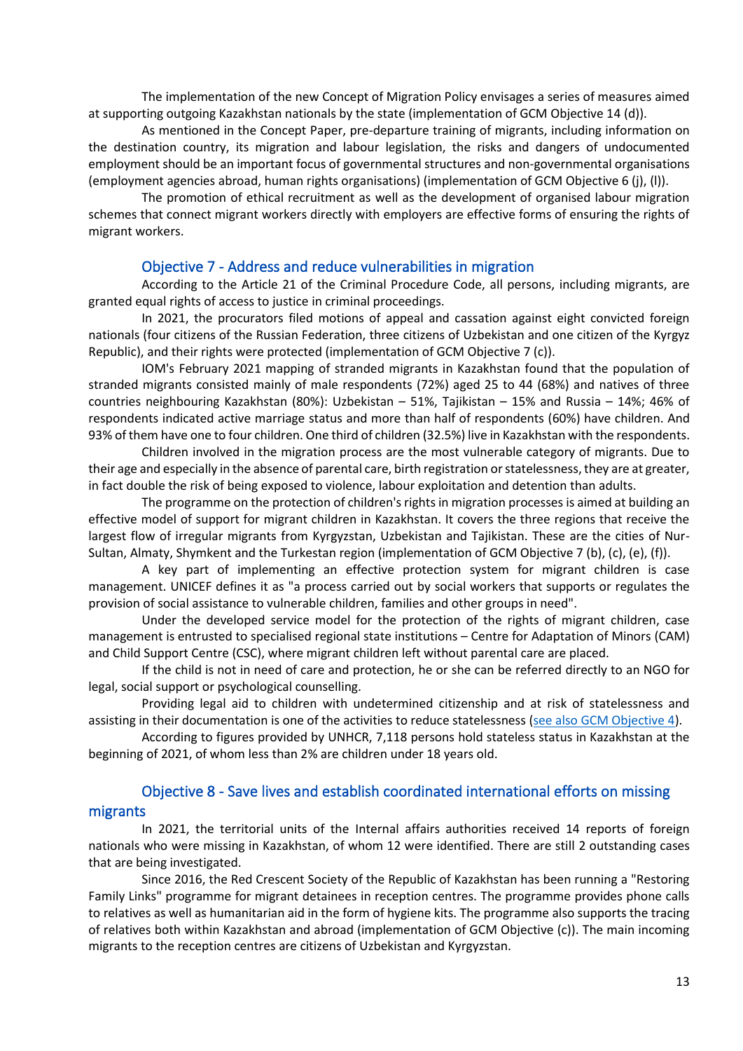The implementation of the new Concept of Migration Policy envisages a series of measures aimed at supporting outgoing Kazakhstan nationals by the state (implementation of GCM Objective 14 (d)).

As mentioned in the Concept Paper, pre-departure training of migrants, including information on the destination country, its migration and labour legislation, the risks and dangers of undocumented employment should be an important focus of governmental structures and non-governmental organisations (employment agencies abroad, human rights organisations) (implementation of GCM Objective 6 (j), (l)).

The promotion of ethical recruitment as well as the development of organised labour migration schemes that connect migrant workers directly with employers are effective forms of ensuring the rights of migrant workers.

## Objective 7 - Address and reduce vulnerabilities in migration

According to the Article 21 of the Criminal Procedure Code, all persons, including migrants, are granted equal rights of access to justice in criminal proceedings.

In 2021, the procurators filed motions of appeal and cassation against eight convicted foreign nationals (four citizens of the Russian Federation, three citizens of Uzbekistan and one citizen of the Kyrgyz Republic), and their rights were protected (implementation of GCM Objective 7 (c)).

IOM's February 2021 mapping of stranded migrants in Kazakhstan found that the population of stranded migrants consisted mainly of male respondents (72%) aged 25 to 44 (68%) and natives of three countries neighbouring Kazakhstan (80%): Uzbekistan – 51%, Tajikistan – 15% and Russia – 14%; 46% of respondents indicated active marriage status and more than half of respondents (60%) have children. And 93% of them have one to four children. One third of children (32.5%) live in Kazakhstan with the respondents.

Children involved in the migration process are the most vulnerable category of migrants. Due to their age and especially in the absence of parental care, birth registration or statelessness, they are at greater, in fact double the risk of being exposed to violence, labour exploitation and detention than adults.

The programme on the protection of children's rights in migration processes is aimed at building an effective model of support for migrant children in Kazakhstan. It covers the three regions that receive the largest flow of irregular migrants from Kyrgyzstan, Uzbekistan and Tajikistan. These are the cities of Nur-Sultan, Almaty, Shymkent and the Turkestan region (implementation of GCM Objective 7 (b), (c), (e), (f)).

A key part of implementing an effective protection system for migrant children is case management. UNICEF defines it as "a process carried out by social workers that supports or regulates the provision of social assistance to vulnerable children, families and other groups in need".

Under the developed service model for the protection of the rights of migrant children, case management is entrusted to specialised regional state institutions – Centre for Adaptation of Minors (CAM) and Child Support Centre (CSC), where migrant children left without parental care are placed.

If the child is not in need of care and protection, he or she can be referred directly to an NGO for legal, social support or psychological counselling.

Providing legal aid to children with undetermined citizenship and at risk of statelessness and assisting in their documentation is one of the activities to reduce statelessness (see also GCM Objective 4).

According to figures provided by UNHCR, 7,118 persons hold stateless status in Kazakhstan at the beginning of 2021, of whom less than 2% are children under 18 years old.

## Objective 8 - Save lives and establish coordinated international efforts on missing migrants

In 2021, the territorial units of the Internal affairs authorities received 14 reports of foreign nationals who were missing in Kazakhstan, of whom 12 were identified. There are still 2 outstanding cases that are being investigated.

Since 2016, the Red Crescent Society of the Republic of Kazakhstan has been running a "Restoring Family Links" programme for migrant detainees in reception centres. The programme provides phone calls to relatives as well as humanitarian aid in the form of hygiene kits. The programme also supports the tracing of relatives both within Kazakhstan and abroad (implementation of GCM Objective (c)). The main incoming migrants to the reception centres are citizens of Uzbekistan and Kyrgyzstan.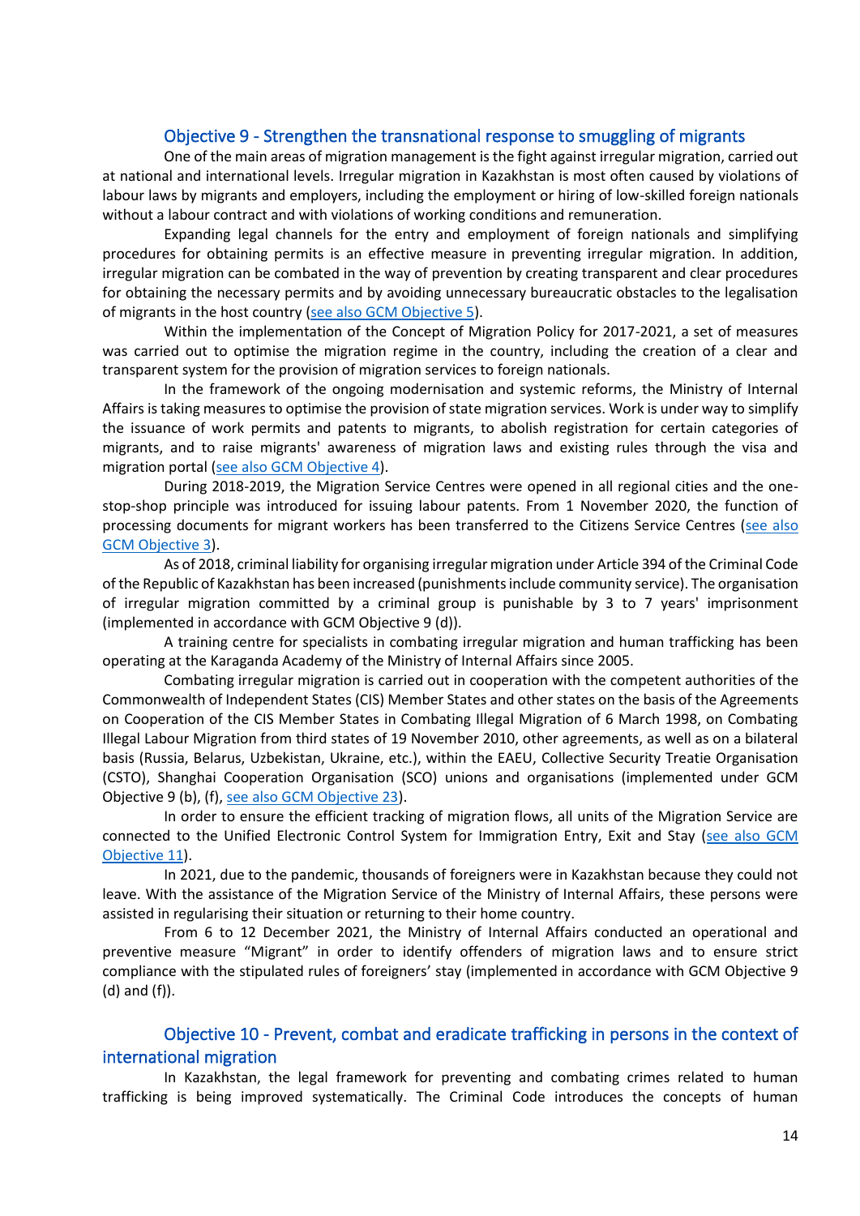## Objective 9 - Strengthen the transnational response to smuggling of migrants

One of the main areas of migration management is the fight against irregular migration, carried out at national and international levels. Irregular migration in Kazakhstan is most often caused by violations of labour laws by migrants and employers, including the employment or hiring of low-skilled foreign nationals without a labour contract and with violations of working conditions and remuneration.

Expanding legal channels for the entry and employment of foreign nationals and simplifying procedures for obtaining permits is an effective measure in preventing irregular migration. In addition, irregular migration can be combated in the way of prevention by creating transparent and clear procedures for obtaining the necessary permits and by avoiding unnecessary bureaucratic obstacles to the legalisation of migrants in the host country (see also GCM Objective 5).

Within the implementation of the Concept of Migration Policy for 2017-2021, a set of measures was carried out to optimise the migration regime in the country, including the creation of a clear and transparent system for the provision of migration services to foreign nationals.

In the framework of the ongoing modernisation and systemic reforms, the Ministry of Internal Affairs is taking measures to optimise the provision of state migration services. Work is under way to simplify the issuance of work permits and patents to migrants, to abolish registration for certain categories of migrants, and to raise migrants' awareness of migration laws and existing rules through the visa and migration portal (see also GCM Objective 4).

During 2018-2019, the Migration Service Centres were opened in all regional cities and the one-stop-shop principle was introduced for issuing labour patents. From 1 November 2020, the function of processing documents for migrant workers has been transferred to the Citizens Service Centres (see also GCM Objective 3).

As of 2018, criminal liability for organising irregular migration under Article 394 of the Criminal Code of the Republic of Kazakhstan has been increased (punishments include community service). The organisation of irregular migration committed by a criminal group is punishable by 3 to 7 years' imprisonment (implemented in accordance with GCM Objective 9 (d)).

A training centre for specialists in combating irregular migration and human trafficking has been operating at the Karaganda Academy of the Ministry of Internal Affairs since 2005.

Combating irregular migration is carried out in cooperation with the competent authorities of the Commonwealth of Independent States (CIS) Member States and other states on the basis of the Agreements on Cooperation of the CIS Member States in Combating Illegal Migration of 6 March 1998, on Combating Illegal Labour Migration from third states of 19 November 2010, other agreements, as well as on a bilateral basis (Russia, Belarus, Uzbekistan, Ukraine, etc.), within the EAEU, Collective Security Treatie Organisation (CSTO), Shanghai Cooperation Organisation (SCO) unions and organisations (implemented under GCM Objective 9 (b), (f), see also GCM Objective 23).

In order to ensure the efficient tracking of migration flows, all units of the Migration Service are connected to the Unified Electronic Control System for Immigration Entry, Exit and Stay (see also GCM Objective 11).

In 2021, due to the pandemic, thousands of foreigners were in Kazakhstan because they could not leave. With the assistance of the Migration Service of the Ministry of Internal Affairs, these persons were assisted in regularising their situation or returning to their home country.

From 6 to 12 December 2021, the Ministry of Internal Affairs conducted an operational and preventive measure "Migrant" in order to identify offenders of migration laws and to ensure strict compliance with the stipulated rules of foreigners' stay (implemented in accordance with GCM Objective 9 (d) and (f)).

## Objective 10 - Prevent, combat and eradicate trafficking in persons in the context of international migration

In Kazakhstan, the legal framework for preventing and combating crimes related to human trafficking is being improved systematically. The Criminal Code introduces the concepts of human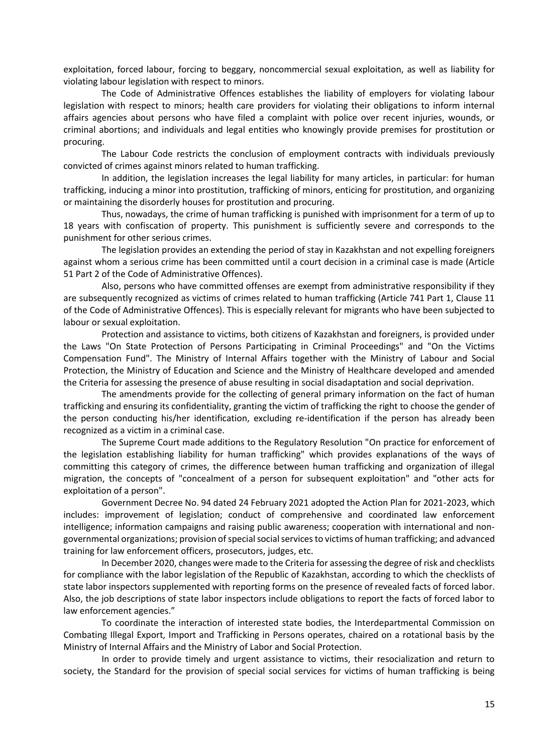exploitation, forced labour, forcing to beggary, noncommercial sexual exploitation, as well as liability for violating labour legislation with respect to minors.

The Code of Administrative Offences establishes the liability of employers for violating labour legislation with respect to minors; health care providers for violating their obligations to inform internal affairs agencies about persons who have filed a complaint with police over recent injuries, wounds, or criminal abortions; and individuals and legal entities who knowingly provide premises for prostitution or procuring.

The Labour Code restricts the conclusion of employment contracts with individuals previously convicted of crimes against minors related to human trafficking.

In addition, the legislation increases the legal liability for many articles, in particular: for human trafficking, inducing a minor into prostitution, trafficking of minors, enticing for prostitution, and organizing or maintaining the disorderly houses for prostitution and procuring.

Thus, nowadays, the crime of human trafficking is punished with imprisonment for a term of up to 18 years with confiscation of property. This punishment is sufficiently severe and corresponds to the punishment for other serious crimes.

The legislation provides an extending the period of stay in Kazakhstan and not expelling foreigners against whom a serious crime has been committed until a court decision in a criminal case is made (Article 51 Part 2 of the Code of Administrative Offences).

Also, persons who have committed offenses are exempt from administrative responsibility if they are subsequently recognized as victims of crimes related to human trafficking (Article 741 Part 1, Clause 11 of the Code of Administrative Offences). This is especially relevant for migrants who have been subjected to labour or sexual exploitation.

Protection and assistance to victims, both citizens of Kazakhstan and foreigners, is provided under the Laws "On State Protection of Persons Participating in Criminal Proceedings" and "On the Victims Compensation Fund". The Ministry of Internal Affairs together with the Ministry of Labour and Social Protection, the Ministry of Education and Science and the Ministry of Healthcare developed and amended the Criteria for assessing the presence of abuse resulting in social disadaptation and social deprivation.

The amendments provide for the collecting of general primary information on the fact of human trafficking and ensuring its confidentiality, granting the victim of trafficking the right to choose the gender of the person conducting his/her identification, excluding re-identification if the person has already been recognized as a victim in a criminal case.

The Supreme Court made additions to the Regulatory Resolution "On practice for enforcement of the legislation establishing liability for human trafficking" which provides explanations of the ways of committing this category of crimes, the difference between human trafficking and organization of illegal migration, the concepts of "concealment of a person for subsequent exploitation" and "other acts for exploitation of a person".

Government Decree No. 94 dated 24 February 2021 adopted the Action Plan for 2021-2023, which includes: improvement of legislation; conduct of comprehensive and coordinated law enforcement intelligence; information campaigns and raising public awareness; cooperation with international and non-governmental organizations; provision of special social services to victims of human trafficking; and advanced training for law enforcement officers, prosecutors, judges, etc.

In December 2020, changes were made to the Criteria for assessing the degree of risk and checklists for compliance with the labor legislation of the Republic of Kazakhstan, according to which the checklists of state labor inspectors supplemented with reporting forms on the presence of revealed facts of forced labor. Also, the job descriptions of state labor inspectors include obligations to report the facts of forced labor to law enforcement agencies."

To coordinate the interaction of interested state bodies, the Interdepartmental Commission on Combating Illegal Export, Import and Trafficking in Persons operates, chaired on a rotational basis by the Ministry of Internal Affairs and the Ministry of Labor and Social Protection.

In order to provide timely and urgent assistance to victims, their resocialization and return to society, the Standard for the provision of special social services for victims of human trafficking is being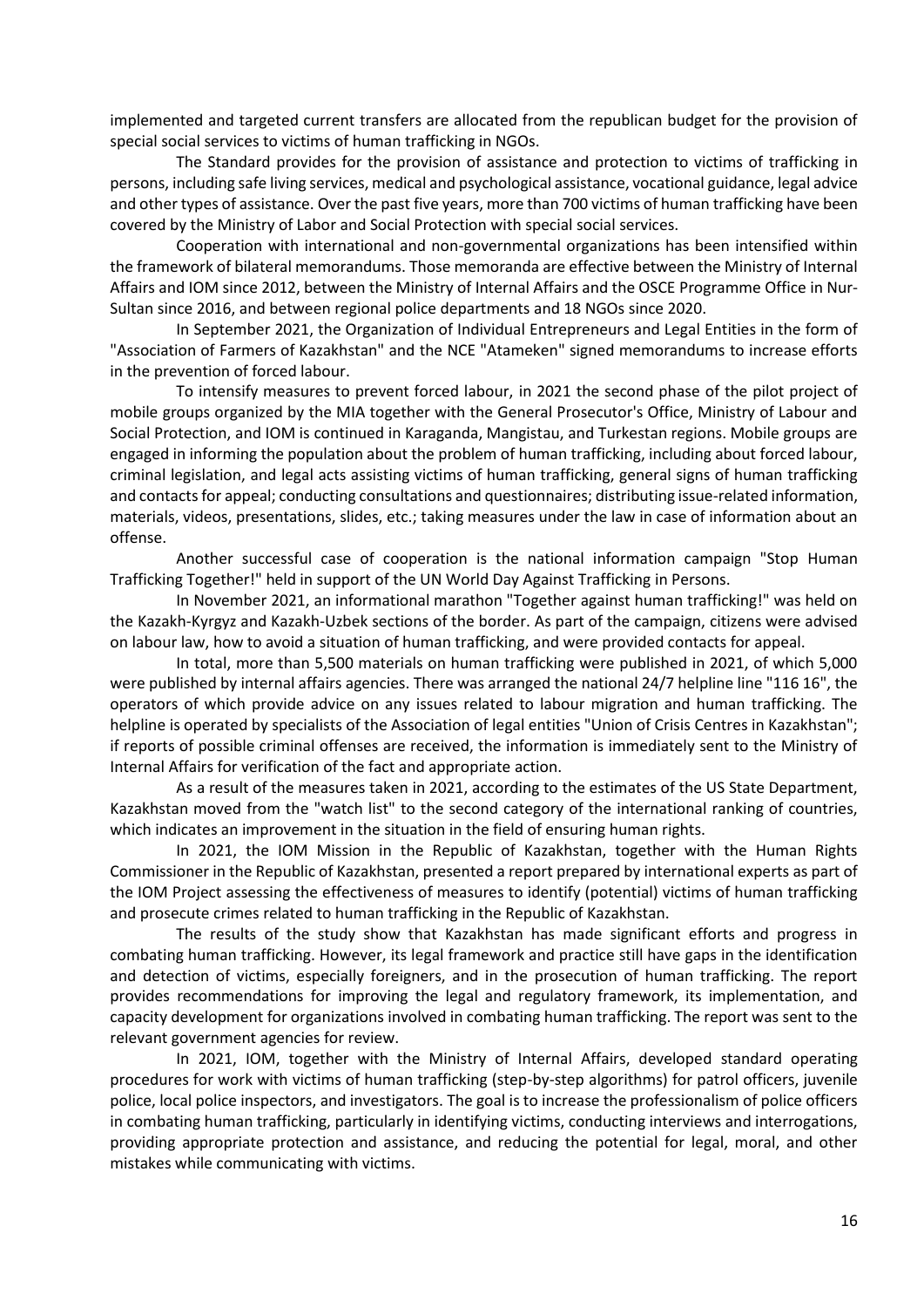implemented and targeted current transfers are allocated from the republican budget for the provision of special social services to victims of human trafficking in NGOs.

The Standard provides for the provision of assistance and protection to victims of trafficking in persons, including safe living services, medical and psychological assistance, vocational guidance, legal advice and other types of assistance. Over the past five years, more than 700 victims of human trafficking have been covered by the Ministry of Labor and Social Protection with special social services.

Cooperation with international and non-governmental organizations has been intensified within the framework of bilateral memorandums. Those memoranda are effective between the Ministry of Internal Affairs and IOM since 2012, between the Ministry of Internal Affairs and the OSCE Programme Office in Nur-Sultan since 2016, and between regional police departments and 18 NGOs since 2020.

In September 2021, the Organization of Individual Entrepreneurs and Legal Entities in the form of "Association of Farmers of Kazakhstan" and the NCE "Atameken" signed memorandums to increase efforts in the prevention of forced labour.

To intensify measures to prevent forced labour, in 2021 the second phase of the pilot project of mobile groups organized by the MIA together with the General Prosecutor's Office, Ministry of Labour and Social Protection, and IOM is continued in Karaganda, Mangistau, and Turkestan regions. Mobile groups are engaged in informing the population about the problem of human trafficking, including about forced labour, criminal legislation, and legal acts assisting victims of human trafficking, general signs of human trafficking and contacts for appeal; conducting consultations and questionnaires; distributing issue-related information, materials, videos, presentations, slides, etc.; taking measures under the law in case of information about an offense.

Another successful case of cooperation is the national information campaign "Stop Human Trafficking Together!" held in support of the UN World Day Against Trafficking in Persons.

In November 2021, an informational marathon "Together against human trafficking!" was held on the Kazakh-Kyrgyz and Kazakh-Uzbek sections of the border. As part of the campaign, citizens were advised on labour law, how to avoid a situation of human trafficking, and were provided contacts for appeal.

In total, more than 5,500 materials on human trafficking were published in 2021, of which 5,000 were published by internal affairs agencies. There was arranged the national 24/7 helpline line "116 16", the operators of which provide advice on any issues related to labour migration and human trafficking. The helpline is operated by specialists of the Association of legal entities "Union of Crisis Centres in Kazakhstan"; if reports of possible criminal offenses are received, the information is immediately sent to the Ministry of Internal Affairs for verification of the fact and appropriate action.

As a result of the measures taken in 2021, according to the estimates of the US State Department, Kazakhstan moved from the "watch list" to the second category of the international ranking of countries, which indicates an improvement in the situation in the field of ensuring human rights.

In 2021, the IOM Mission in the Republic of Kazakhstan, together with the Human Rights Commissioner in the Republic of Kazakhstan, presented a report prepared by international experts as part of the IOM Project assessing the effectiveness of measures to identify (potential) victims of human trafficking and prosecute crimes related to human trafficking in the Republic of Kazakhstan.

The results of the study show that Kazakhstan has made significant efforts and progress in combating human trafficking. However, its legal framework and practice still have gaps in the identification and detection of victims, especially foreigners, and in the prosecution of human trafficking. The report provides recommendations for improving the legal and regulatory framework, its implementation, and capacity development for organizations involved in combating human trafficking. The report was sent to the relevant government agencies for review.

In 2021, IOM, together with the Ministry of Internal Affairs, developed standard operating procedures for work with victims of human trafficking (step-by-step algorithms) for patrol officers, juvenile police, local police inspectors, and investigators. The goal is to increase the professionalism of police officers in combating human trafficking, particularly in identifying victims, conducting interviews and interrogations, providing appropriate protection and assistance, and reducing the potential for legal, moral, and other mistakes while communicating with victims.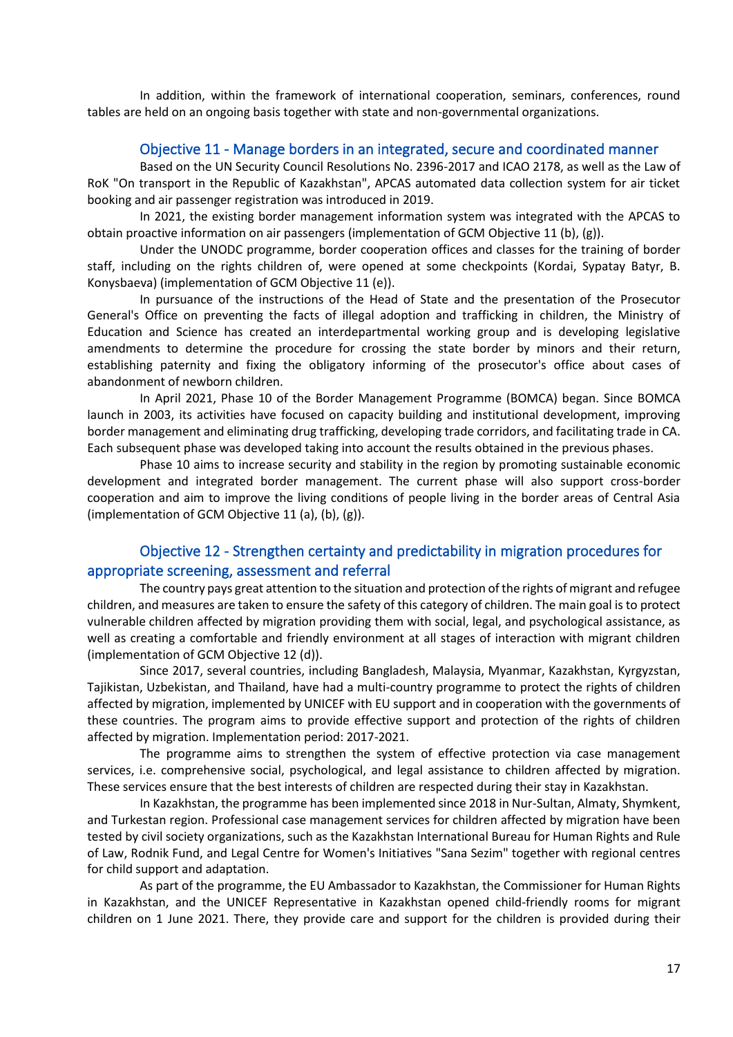In addition, within the framework of international cooperation, seminars, conferences, round tables are held on an ongoing basis together with state and non-governmental organizations.

### Objective 11 - Manage borders in an integrated, secure and coordinated manner

Based on the UN Security Council Resolutions No. 2396-2017 and ICAO 2178, as well as the Law of RoK "On transport in the Republic of Kazakhstan", APCAS automated data collection system for air ticket booking and air passenger registration was introduced in 2019.

In 2021, the existing border management information system was integrated with the APCAS to obtain proactive information on air passengers (implementation of GCM Objective 11 (b), (g)).

Under the UNODC programme, border cooperation offices and classes for the training of border staff, including on the rights children of, were opened at some checkpoints (Kordai, Sypatay Batyr, B. Konysbaeva) (implementation of GCM Objective 11 (e)).

In pursuance of the instructions of the Head of State and the presentation of the Prosecutor General's Office on preventing the facts of illegal adoption and trafficking in children, the Ministry of Education and Science has created an interdepartmental working group and is developing legislative amendments to determine the procedure for crossing the state border by minors and their return, establishing paternity and fixing the obligatory informing of the prosecutor's office about cases of abandonment of newborn children.

In April 2021, Phase 10 of the Border Management Programme (BOMCA) began. Since BOMCA launch in 2003, its activities have focused on capacity building and institutional development, improving border management and eliminating drug trafficking, developing trade corridors, and facilitating trade in CA. Each subsequent phase was developed taking into account the results obtained in the previous phases.

Phase 10 aims to increase security and stability in the region by promoting sustainable economic development and integrated border management. The current phase will also support cross-border cooperation and aim to improve the living conditions of people living in the border areas of Central Asia (implementation of GCM Objective 11 (a), (b), (g)).

### Objective 12 - Strengthen certainty and predictability in migration procedures for appropriate screening, assessment and referral

The country pays great attention to the situation and protection of the rights of migrant and refugee children, and measures are taken to ensure the safety of this category of children. The main goal is to protect vulnerable children affected by migration providing them with social, legal, and psychological assistance, as well as creating a comfortable and friendly environment at all stages of interaction with migrant children (implementation of GCM Objective 12 (d)).

Since 2017, several countries, including Bangladesh, Malaysia, Myanmar, Kazakhstan, Kyrgyzstan, Tajikistan, Uzbekistan, and Thailand, have had a multi-country programme to protect the rights of children affected by migration, implemented by UNICEF with EU support and in cooperation with the governments of these countries. The program aims to provide effective support and protection of the rights of children affected by migration. Implementation period: 2017-2021.

The programme aims to strengthen the system of effective protection via case management services, i.e. comprehensive social, psychological, and legal assistance to children affected by migration. These services ensure that the best interests of children are respected during their stay in Kazakhstan.

In Kazakhstan, the programme has been implemented since 2018 in Nur-Sultan, Almaty, Shymkent, and Turkestan region. Professional case management services for children affected by migration have been tested by civil society organizations, such as the Kazakhstan International Bureau for Human Rights and Rule of Law, Rodnik Fund, and Legal Centre for Women's Initiatives "Sana Sezim" together with regional centres for child support and adaptation.

As part of the programme, the EU Ambassador to Kazakhstan, the Commissioner for Human Rights in Kazakhstan, and the UNICEF Representative in Kazakhstan opened child-friendly rooms for migrant children on 1 June 2021. There, they provide care and support for the children is provided during their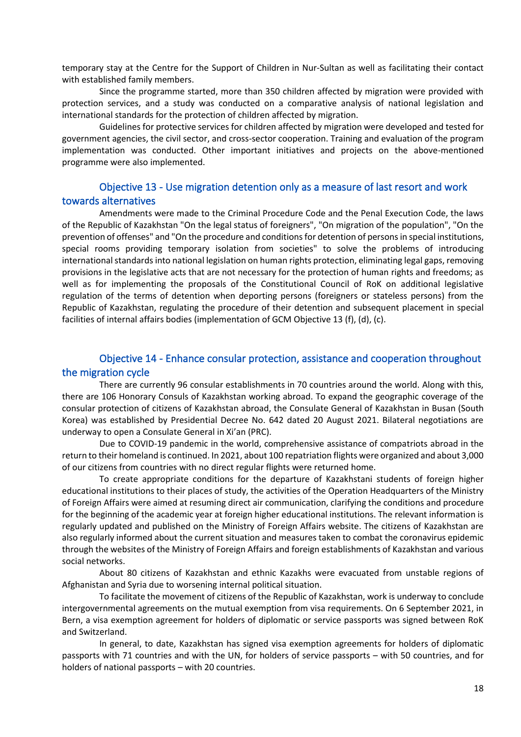temporary stay at the Centre for the Support of Children in Nur-Sultan as well as facilitating their contact with established family members.

Since the programme started, more than 350 children affected by migration were provided with protection services, and a study was conducted on a comparative analysis of national legislation and international standards for the protection of children affected by migration.

Guidelines for protective services for children affected by migration were developed and tested for government agencies, the civil sector, and cross-sector cooperation. Training and evaluation of the program implementation was conducted. Other important initiatives and projects on the above-mentioned programme were also implemented.

## Objective 13 - Use migration detention only as a measure of last resort and work towards alternatives

Amendments were made to the Criminal Procedure Code and the Penal Execution Code, the laws of the Republic of Kazakhstan "On the legal status of foreigners", "On migration of the population", "On the prevention of offenses" and "On the procedure and conditions for detention of persons in special institutions, special rooms providing temporary isolation from societies" to solve the problems of introducing international standards into national legislation on human rights protection, eliminating legal gaps, removing provisions in the legislative acts that are not necessary for the protection of human rights and freedoms; as well as for implementing the proposals of the Constitutional Council of RoK on additional legislative regulation of the terms of detention when deporting persons (foreigners or stateless persons) from the Republic of Kazakhstan, regulating the procedure of their detention and subsequent placement in special facilities of internal affairs bodies (implementation of GCM Objective 13 (f), (d), (c).

## Objective 14 - Enhance consular protection, assistance and cooperation throughout the migration cycle

There are currently 96 consular establishments in 70 countries around the world. Along with this, there are 106 Honorary Consuls of Kazakhstan working abroad. To expand the geographic coverage of the consular protection of citizens of Kazakhstan abroad, the Consulate General of Kazakhstan in Busan (South Korea) was established by Presidential Decree No. 642 dated 20 August 2021. Bilateral negotiations are underway to open a Consulate General in Xi'an (PRC).

Due to COVID-19 pandemic in the world, comprehensive assistance of compatriots abroad in the return to their homeland is continued. In 2021, about 100 repatriation flights were organized and about 3,000 of our citizens from countries with no direct regular flights were returned home.

To create appropriate conditions for the departure of Kazakhstani students of foreign higher educational institutions to their places of study, the activities of the Operation Headquarters of the Ministry of Foreign Affairs were aimed at resuming direct air communication, clarifying the conditions and procedure for the beginning of the academic year at foreign higher educational institutions. The relevant information is regularly updated and published on the Ministry of Foreign Affairs website. The citizens of Kazakhstan are also regularly informed about the current situation and measures taken to combat the coronavirus epidemic through the websites of the Ministry of Foreign Affairs and foreign establishments of Kazakhstan and various social networks.

About 80 citizens of Kazakhstan and ethnic Kazakhs were evacuated from unstable regions of Afghanistan and Syria due to worsening internal political situation.

To facilitate the movement of citizens of the Republic of Kazakhstan, work is underway to conclude intergovernmental agreements on the mutual exemption from visa requirements. On 6 September 2021, in Bern, a visa exemption agreement for holders of diplomatic or service passports was signed between RoK and Switzerland.

In general, to date, Kazakhstan has signed visa exemption agreements for holders of diplomatic passports with 71 countries and with the UN, for holders of service passports – with 50 countries, and for holders of national passports – with 20 countries.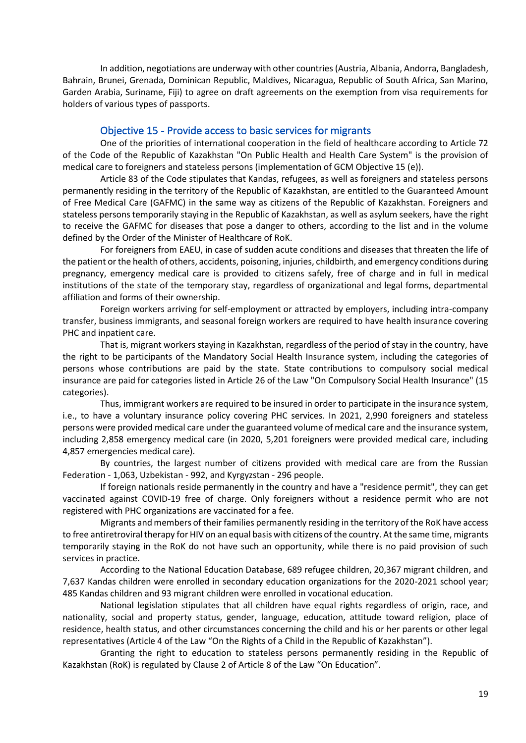In addition, negotiations are underway with other countries (Austria, Albania, Andorra, Bangladesh, Bahrain, Brunei, Grenada, Dominican Republic, Maldives, Nicaragua, Republic of South Africa, San Marino, Garden Arabia, Suriname, Fiji) to agree on draft agreements on the exemption from visa requirements for holders of various types of passports.

## Objective 15 - Provide access to basic services for migrants

One of the priorities of international cooperation in the field of healthcare according to Article 72 of the Code of the Republic of Kazakhstan "On Public Health and Health Care System" is the provision of medical care to foreigners and stateless persons (implementation of GCM Objective 15 (e)).

Article 83 of the Code stipulates that Kandas, refugees, as well as foreigners and stateless persons permanently residing in the territory of the Republic of Kazakhstan, are entitled to the Guaranteed Amount of Free Medical Care (GAFMC) in the same way as citizens of the Republic of Kazakhstan. Foreigners and stateless persons temporarily staying in the Republic of Kazakhstan, as well as asylum seekers, have the right to receive the GAFMC for diseases that pose a danger to others, according to the list and in the volume defined by the Order of the Minister of Healthcare of RoK.

For foreigners from EAEU, in case of sudden acute conditions and diseases that threaten the life of the patient or the health of others, accidents, poisoning, injuries, childbirth, and emergency conditions during pregnancy, emergency medical care is provided to citizens safely, free of charge and in full in medical institutions of the state of the temporary stay, regardless of organizational and legal forms, departmental affiliation and forms of their ownership.

Foreign workers arriving for self-employment or attracted by employers, including intra-company transfer, business immigrants, and seasonal foreign workers are required to have health insurance covering PHC and inpatient care.

That is, migrant workers staying in Kazakhstan, regardless of the period of stay in the country, have the right to be participants of the Mandatory Social Health Insurance system, including the categories of persons whose contributions are paid by the state. State contributions to compulsory social medical insurance are paid for categories listed in Article 26 of the Law "On Compulsory Social Health Insurance" (15 categories).

Thus, immigrant workers are required to be insured in order to participate in the insurance system, i.e., to have a voluntary insurance policy covering PHC services. In 2021, 2,990 foreigners and stateless persons were provided medical care under the guaranteed volume of medical care and the insurance system, including 2,858 emergency medical care (in 2020, 5,201 foreigners were provided medical care, including 4,857 emergencies medical care).

By countries, the largest number of citizens provided with medical care are from the Russian Federation - 1,063, Uzbekistan - 992, and Kyrgyzstan - 296 people.

If foreign nationals reside permanently in the country and have a "residence permit", they can get vaccinated against COVID-19 free of charge. Only foreigners without a residence permit who are not registered with PHC organizations are vaccinated for a fee.

Migrants and members of their families permanently residing in the territory of the RoK have access to free antiretroviral therapy for HIV on an equal basis with citizens of the country. At the same time, migrants temporarily staying in the RoK do not have such an opportunity, while there is no paid provision of such services in practice.

According to the National Education Database, 689 refugee children, 20,367 migrant children, and 7,637 Kandas children were enrolled in secondary education organizations for the 2020-2021 school year; 485 Kandas children and 93 migrant children were enrolled in vocational education.

National legislation stipulates that all children have equal rights regardless of origin, race, and nationality, social and property status, gender, language, education, attitude toward religion, place of residence, health status, and other circumstances concerning the child and his or her parents or other legal representatives (Article 4 of the Law "On the Rights of a Child in the Republic of Kazakhstan").

Granting the right to education to stateless persons permanently residing in the Republic of Kazakhstan (RoK) is regulated by Clause 2 of Article 8 of the Law "On Education".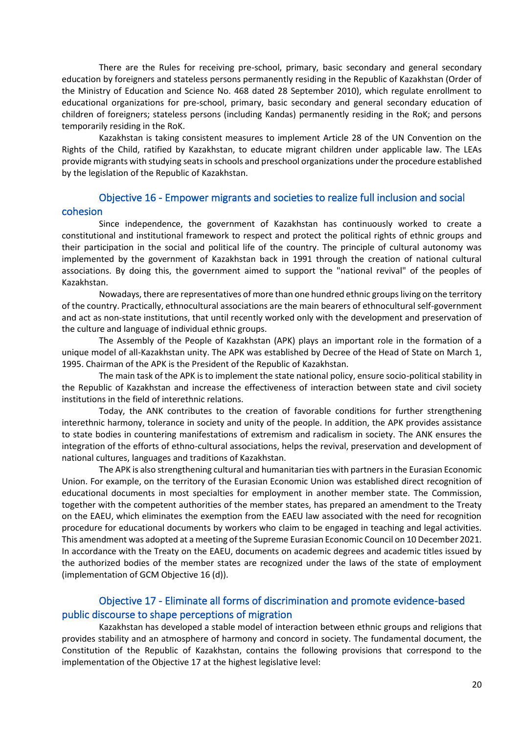There are the Rules for receiving pre-school, primary, basic secondary and general secondary education by foreigners and stateless persons permanently residing in the Republic of Kazakhstan (Order of the Ministry of Education and Science No. 468 dated 28 September 2010), which regulate enrollment to educational organizations for pre-school, primary, basic secondary and general secondary education of children of foreigners; stateless persons (including Kandas) permanently residing in the RoK; and persons temporarily residing in the RoK.

Kazakhstan is taking consistent measures to implement Article 28 of the UN Convention on the Rights of the Child, ratified by Kazakhstan, to educate migrant children under applicable law. The LEAs provide migrants with studying seats in schools and preschool organizations under the procedure established by the legislation of the Republic of Kazakhstan.

## Objective 16 - Empower migrants and societies to realize full inclusion and social cohesion

Since independence, the government of Kazakhstan has continuously worked to create a constitutional and institutional framework to respect and protect the political rights of ethnic groups and their participation in the social and political life of the country. The principle of cultural autonomy was implemented by the government of Kazakhstan back in 1991 through the creation of national cultural associations. By doing this, the government aimed to support the "national revival" of the peoples of Kazakhstan.

Nowadays, there are representatives of more than one hundred ethnic groups living on the territory of the country. Practically, ethnocultural associations are the main bearers of ethnocultural self-government and act as non-state institutions, that until recently worked only with the development and preservation of the culture and language of individual ethnic groups.

The Assembly of the People of Kazakhstan (APK) plays an important role in the formation of a unique model of all-Kazakhstan unity. The APK was established by Decree of the Head of State on March 1, 1995. Chairman of the APK is the President of the Republic of Kazakhstan.

The main task of the APK is to implement the state national policy, ensure socio-political stability in the Republic of Kazakhstan and increase the effectiveness of interaction between state and civil society institutions in the field of interethnic relations.

Today, the ANK contributes to the creation of favorable conditions for further strengthening interethnic harmony, tolerance in society and unity of the people. In addition, the APK provides assistance to state bodies in countering manifestations of extremism and radicalism in society. The ANK ensures the integration of the efforts of ethno-cultural associations, helps the revival, preservation and development of national cultures, languages and traditions of Kazakhstan.

The APK is also strengthening cultural and humanitarian ties with partners in the Eurasian Economic Union. For example, on the territory of the Eurasian Economic Union was established direct recognition of educational documents in most specialties for employment in another member state. The Commission, together with the competent authorities of the member states, has prepared an amendment to the Treaty on the EAEU, which eliminates the exemption from the EAEU law associated with the need for recognition procedure for educational documents by workers who claim to be engaged in teaching and legal activities. This amendment was adopted at a meeting of the Supreme Eurasian Economic Council on 10 December 2021. In accordance with the Treaty on the EAEU, documents on academic degrees and academic titles issued by the authorized bodies of the member states are recognized under the laws of the state of employment (implementation of GCM Objective 16 (d)).

## Objective 17 - Eliminate all forms of discrimination and promote evidence-based public discourse to shape perceptions of migration

Kazakhstan has developed a stable model of interaction between ethnic groups and religions that provides stability and an atmosphere of harmony and concord in society. The fundamental document, the Constitution of the Republic of Kazakhstan, contains the following provisions that correspond to the implementation of the Objective 17 at the highest legislative level: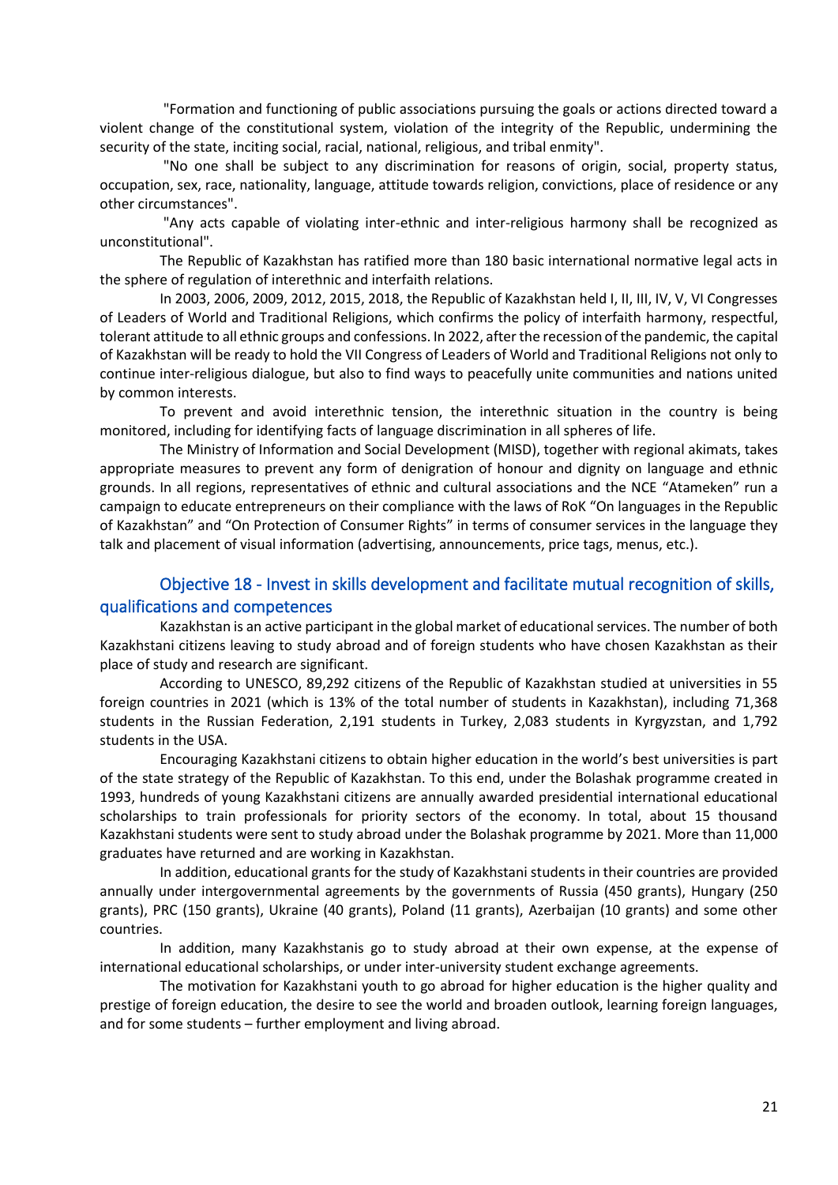"Formation and functioning of public associations pursuing the goals or actions directed toward a violent change of the constitutional system, violation of the integrity of the Republic, undermining the security of the state, inciting social, racial, national, religious, and tribal enmity".

"No one shall be subject to any discrimination for reasons of origin, social, property status, occupation, sex, race, nationality, language, attitude towards religion, convictions, place of residence or any other circumstances".

"Any acts capable of violating inter-ethnic and inter-religious harmony shall be recognized as unconstitutional".

The Republic of Kazakhstan has ratified more than 180 basic international normative legal acts in the sphere of regulation of interethnic and interfaith relations.

In 2003, 2006, 2009, 2012, 2015, 2018, the Republic of Kazakhstan held I, II, III, IV, V, VI Congresses of Leaders of World and Traditional Religions, which confirms the policy of interfaith harmony, respectful, tolerant attitude to all ethnic groups and confessions. In 2022, after the recession of the pandemic, the capital of Kazakhstan will be ready to hold the VII Congress of Leaders of World and Traditional Religions not only to continue inter-religious dialogue, but also to find ways to peacefully unite communities and nations united by common interests.

To prevent and avoid interethnic tension, the interethnic situation in the country is being monitored, including for identifying facts of language discrimination in all spheres of life.

The Ministry of Information and Social Development (MISD), together with regional akimats, takes appropriate measures to prevent any form of denigration of honour and dignity on language and ethnic grounds. In all regions, representatives of ethnic and cultural associations and the NCE "Atameken" run a campaign to educate entrepreneurs on their compliance with the laws of RoK "On languages in the Republic of Kazakhstan" and "On Protection of Consumer Rights" in terms of consumer services in the language they talk and placement of visual information (advertising, announcements, price tags, menus, etc.).

## Objective 18 - Invest in skills development and facilitate mutual recognition of skills, qualifications and competences

Kazakhstan is an active participant in the global market of educational services. The number of both Kazakhstani citizens leaving to study abroad and of foreign students who have chosen Kazakhstan as their place of study and research are significant.

According to UNESCO, 89,292 citizens of the Republic of Kazakhstan studied at universities in 55 foreign countries in 2021 (which is 13% of the total number of students in Kazakhstan), including 71,368 students in the Russian Federation, 2,191 students in Turkey, 2,083 students in Kyrgyzstan, and 1,792 students in the USA.

Encouraging Kazakhstani citizens to obtain higher education in the world's best universities is part of the state strategy of the Republic of Kazakhstan. To this end, under the Bolashak programme created in 1993, hundreds of young Kazakhstani citizens are annually awarded presidential international educational scholarships to train professionals for priority sectors of the economy. In total, about 15 thousand Kazakhstani students were sent to study abroad under the Bolashak programme by 2021. More than 11,000 graduates have returned and are working in Kazakhstan.

In addition, educational grants for the study of Kazakhstani students in their countries are provided annually under intergovernmental agreements by the governments of Russia (450 grants), Hungary (250 grants), PRC (150 grants), Ukraine (40 grants), Poland (11 grants), Azerbaijan (10 grants) and some other countries.

In addition, many Kazakhstanis go to study abroad at their own expense, at the expense of international educational scholarships, or under inter-university student exchange agreements.

The motivation for Kazakhstani youth to go abroad for higher education is the higher quality and prestige of foreign education, the desire to see the world and broaden outlook, learning foreign languages, and for some students – further employment and living abroad.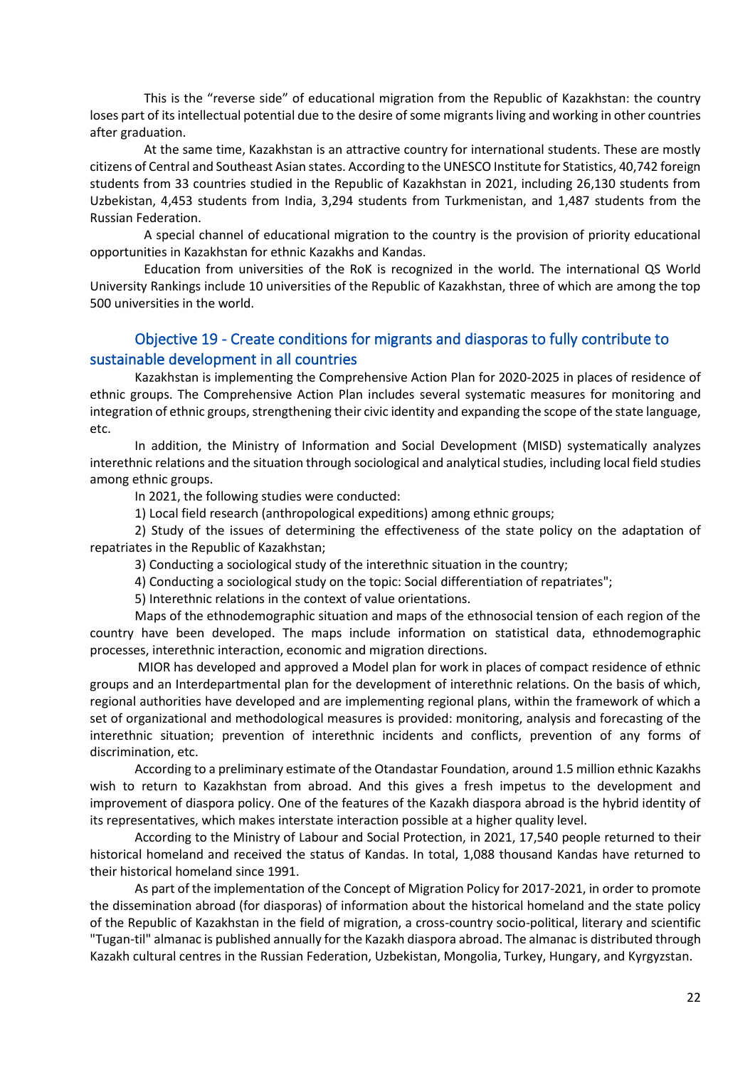This is the "reverse side" of educational migration from the Republic of Kazakhstan: the country loses part of its intellectual potential due to the desire of some migrants living and working in other countries after graduation.

At the same time, Kazakhstan is an attractive country for international students. These are mostly citizens of Central and Southeast Asian states. According to the UNESCO Institute for Statistics, 40,742 foreign students from 33 countries studied in the Republic of Kazakhstan in 2021, including 26,130 students from Uzbekistan, 4,453 students from India, 3,294 students from Turkmenistan, and 1,487 students from the Russian Federation.

A special channel of educational migration to the country is the provision of priority educational opportunities in Kazakhstan for ethnic Kazakhs and Kandas.

Education from universities of the RoK is recognized in the world. The international QS World University Rankings include 10 universities of the Republic of Kazakhstan, three of which are among the top 500 universities in the world.

## Objective 19 - Create conditions for migrants and diasporas to fully contribute to sustainable development in all countries

Kazakhstan is implementing the Comprehensive Action Plan for 2020-2025 in places of residence of ethnic groups. The Comprehensive Action Plan includes several systematic measures for monitoring and integration of ethnic groups, strengthening their civic identity and expanding the scope of the state language, etc.

In addition, the Ministry of Information and Social Development (MISD) systematically analyzes interethnic relations and the situation through sociological and analytical studies, including local field studies among ethnic groups.

In 2021, the following studies were conducted:

1) Local field research (anthropological expeditions) among ethnic groups;
2) Study of the issues of determining the effectiveness of the state policy on the adaptation of repatriates in the Republic of Kazakhstan;
3) Conducting a sociological study of the interethnic situation in the country;
4) Conducting a sociological study on the topic: Social differentiation of repatriates";
5) Interethnic relations in the context of value orientations.

Maps of the ethnodemographic situation and maps of the ethnosocial tension of each region of the country have been developed. The maps include information on statistical data, ethnodemographic processes, interethnic interaction, economic and migration directions.

MIOR has developed and approved a Model plan for work in places of compact residence of ethnic groups and an Interdepartmental plan for the development of interethnic relations. On the basis of which, regional authorities have developed and are implementing regional plans, within the framework of which a set of organizational and methodological measures is provided: monitoring, analysis and forecasting of the interethnic situation; prevention of interethnic incidents and conflicts, prevention of any forms of discrimination, etc.

According to a preliminary estimate of the Otandastar Foundation, around 1.5 million ethnic Kazakhs wish to return to Kazakhstan from abroad. And this gives a fresh impetus to the development and improvement of diaspora policy. One of the features of the Kazakh diaspora abroad is the hybrid identity of its representatives, which makes interstate interaction possible at a higher quality level.

According to the Ministry of Labour and Social Protection, in 2021, 17,540 people returned to their historical homeland and received the status of Kandas. In total, 1,088 thousand Kandas have returned to their historical homeland since 1991.

As part of the implementation of the Concept of Migration Policy for 2017-2021, in order to promote the dissemination abroad (for diasporas) of information about the historical homeland and the state policy of the Republic of Kazakhstan in the field of migration, a cross-country socio-political, literary and scientific "Tugan-til" almanac is published annually for the Kazakh diaspora abroad. The almanac is distributed through Kazakh cultural centres in the Russian Federation, Uzbekistan, Mongolia, Turkey, Hungary, and Kyrgyzstan.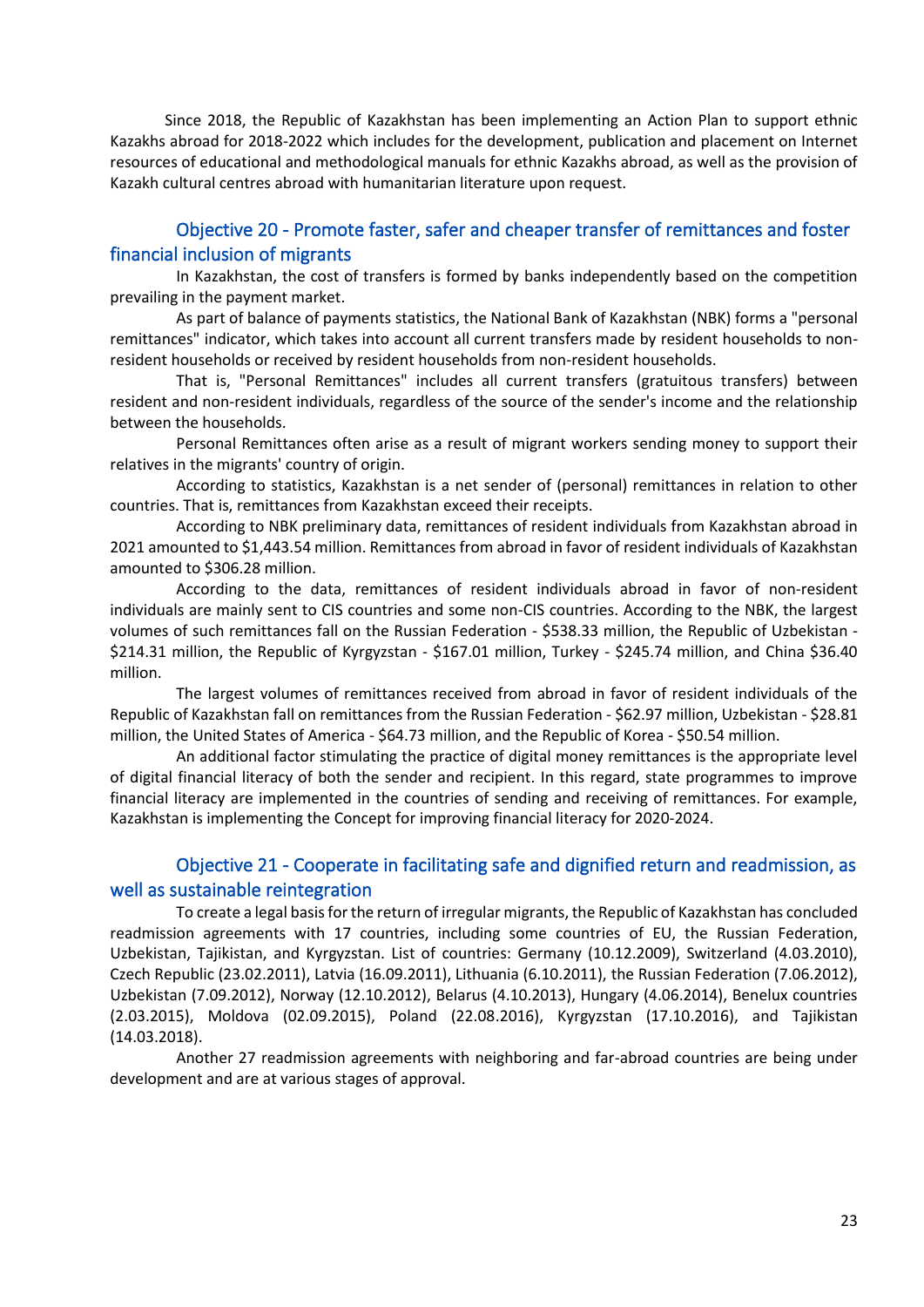Since 2018, the Republic of Kazakhstan has been implementing an Action Plan to support ethnic Kazakhs abroad for 2018-2022 which includes for the development, publication and placement on Internet resources of educational and methodological manuals for ethnic Kazakhs abroad, as well as the provision of Kazakh cultural centres abroad with humanitarian literature upon request.

## Objective 20 - Promote faster, safer and cheaper transfer of remittances and foster financial inclusion of migrants

In Kazakhstan, the cost of transfers is formed by banks independently based on the competition prevailing in the payment market.

As part of balance of payments statistics, the National Bank of Kazakhstan (NBK) forms a "personal remittances" indicator, which takes into account all current transfers made by resident households to non-resident households or received by resident households from non-resident households.

That is, "Personal Remittances" includes all current transfers (gratuitous transfers) between resident and non-resident individuals, regardless of the source of the sender's income and the relationship between the households.

Personal Remittances often arise as a result of migrant workers sending money to support their relatives in the migrants' country of origin.

According to statistics, Kazakhstan is a net sender of (personal) remittances in relation to other countries. That is, remittances from Kazakhstan exceed their receipts.

According to NBK preliminary data, remittances of resident individuals from Kazakhstan abroad in 2021 amounted to $1,443.54 million. Remittances from abroad in favor of resident individuals of Kazakhstan amounted to $306.28 million.

According to the data, remittances of resident individuals abroad in favor of non-resident individuals are mainly sent to CIS countries and some non-CIS countries. According to the NBK, the largest volumes of such remittances fall on the Russian Federation - $538.33 million, the Republic of Uzbekistan - $214.31 million, the Republic of Kyrgyzstan - $167.01 million, Turkey - $245.74 million, and China $36.40 million.

The largest volumes of remittances received from abroad in favor of resident individuals of the Republic of Kazakhstan fall on remittances from the Russian Federation - $62.97 million, Uzbekistan - $28.81 million, the United States of America - $64.73 million, and the Republic of Korea - $50.54 million.

An additional factor stimulating the practice of digital money remittances is the appropriate level of digital financial literacy of both the sender and recipient. In this regard, state programmes to improve financial literacy are implemented in the countries of sending and receiving of remittances. For example, Kazakhstan is implementing the Concept for improving financial literacy for 2020-2024.

## Objective 21 - Cooperate in facilitating safe and dignified return and readmission, as well as sustainable reintegration

To create a legal basis for the return of irregular migrants, the Republic of Kazakhstan has concluded readmission agreements with 17 countries, including some countries of EU, the Russian Federation, Uzbekistan, Tajikistan, and Kyrgyzstan. List of countries: Germany (10.12.2009), Switzerland (4.03.2010), Czech Republic (23.02.2011), Latvia (16.09.2011), Lithuania (6.10.2011), the Russian Federation (7.06.2012), Uzbekistan (7.09.2012), Norway (12.10.2012), Belarus (4.10.2013), Hungary (4.06.2014), Benelux countries (2.03.2015), Moldova (02.09.2015), Poland (22.08.2016), Kyrgyzstan (17.10.2016), and Tajikistan (14.03.2018).

Another 27 readmission agreements with neighboring and far-abroad countries are being under development and are at various stages of approval.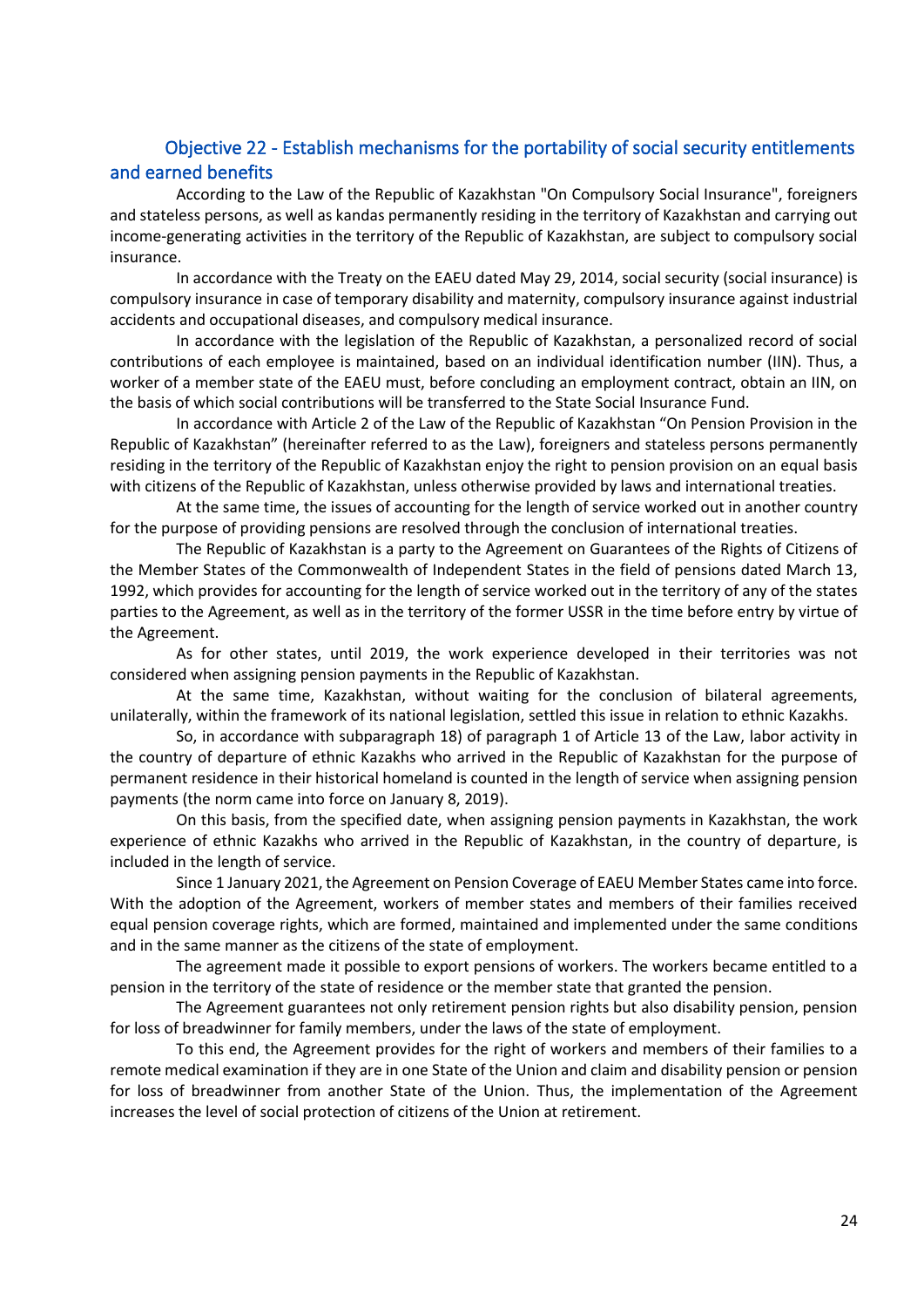## Objective 22 - Establish mechanisms for the portability of social security entitlements and earned benefits

According to the Law of the Republic of Kazakhstan "On Compulsory Social Insurance", foreigners and stateless persons, as well as kandas permanently residing in the territory of Kazakhstan and carrying out income-generating activities in the territory of the Republic of Kazakhstan, are subject to compulsory social insurance.

In accordance with the Treaty on the EAEU dated May 29, 2014, social security (social insurance) is compulsory insurance in case of temporary disability and maternity, compulsory insurance against industrial accidents and occupational diseases, and compulsory medical insurance.

In accordance with the legislation of the Republic of Kazakhstan, a personalized record of social contributions of each employee is maintained, based on an individual identification number (IIN). Thus, a worker of a member state of the EAEU must, before concluding an employment contract, obtain an IIN, on the basis of which social contributions will be transferred to the State Social Insurance Fund.

In accordance with Article 2 of the Law of the Republic of Kazakhstan "On Pension Provision in the Republic of Kazakhstan" (hereinafter referred to as the Law), foreigners and stateless persons permanently residing in the territory of the Republic of Kazakhstan enjoy the right to pension provision on an equal basis with citizens of the Republic of Kazakhstan, unless otherwise provided by laws and international treaties.

At the same time, the issues of accounting for the length of service worked out in another country for the purpose of providing pensions are resolved through the conclusion of international treaties.

The Republic of Kazakhstan is a party to the Agreement on Guarantees of the Rights of Citizens of the Member States of the Commonwealth of Independent States in the field of pensions dated March 13, 1992, which provides for accounting for the length of service worked out in the territory of any of the states parties to the Agreement, as well as in the territory of the former USSR in the time before entry by virtue of the Agreement.

As for other states, until 2019, the work experience developed in their territories was not considered when assigning pension payments in the Republic of Kazakhstan.

At the same time, Kazakhstan, without waiting for the conclusion of bilateral agreements, unilaterally, within the framework of its national legislation, settled this issue in relation to ethnic Kazakhs.

So, in accordance with subparagraph 18) of paragraph 1 of Article 13 of the Law, labor activity in the country of departure of ethnic Kazakhs who arrived in the Republic of Kazakhstan for the purpose of permanent residence in their historical homeland is counted in the length of service when assigning pension payments (the norm came into force on January 8, 2019).

On this basis, from the specified date, when assigning pension payments in Kazakhstan, the work experience of ethnic Kazakhs who arrived in the Republic of Kazakhstan, in the country of departure, is included in the length of service.

Since 1 January 2021, the Agreement on Pension Coverage of EAEU Member States came into force. With the adoption of the Agreement, workers of member states and members of their families received equal pension coverage rights, which are formed, maintained and implemented under the same conditions and in the same manner as the citizens of the state of employment.

The agreement made it possible to export pensions of workers. The workers became entitled to a pension in the territory of the state of residence or the member state that granted the pension.

The Agreement guarantees not only retirement pension rights but also disability pension, pension for loss of breadwinner for family members, under the laws of the state of employment.

To this end, the Agreement provides for the right of workers and members of their families to a remote medical examination if they are in one State of the Union and claim and disability pension or pension for loss of breadwinner from another State of the Union. Thus, the implementation of the Agreement increases the level of social protection of citizens of the Union at retirement.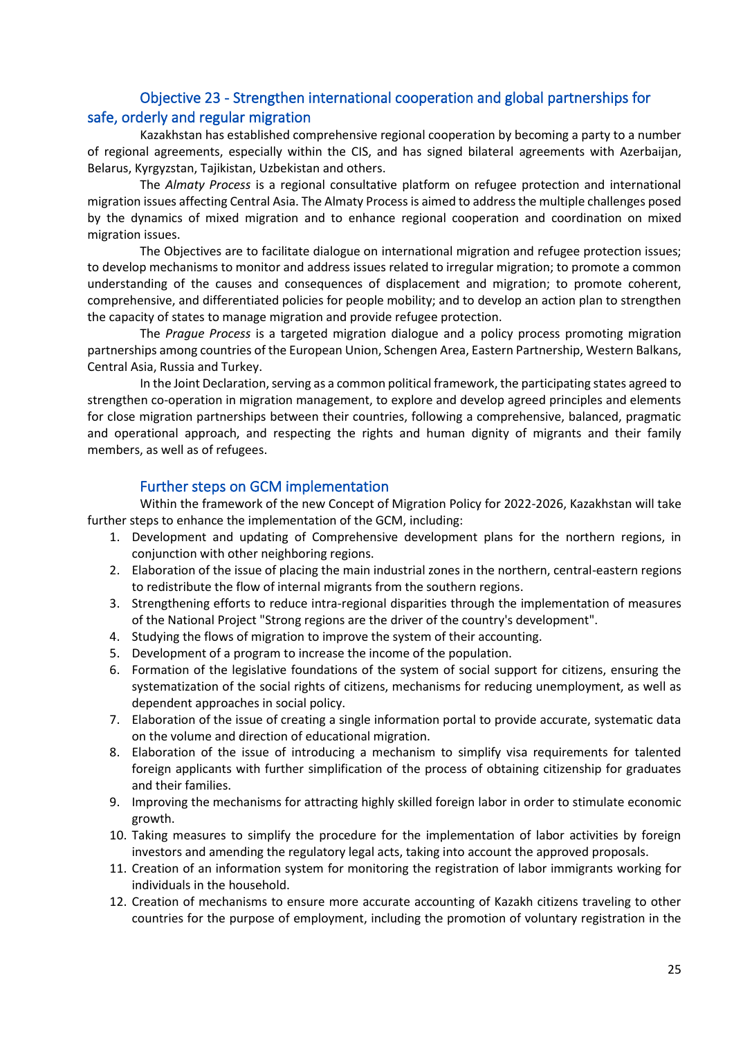## Objective 23 - Strengthen international cooperation and global partnerships for safe, orderly and regular migration

Kazakhstan has established comprehensive regional cooperation by becoming a party to a number of regional agreements, especially within the CIS, and has signed bilateral agreements with Azerbaijan, Belarus, Kyrgyzstan, Tajikistan, Uzbekistan and others.

The *Almaty Process* is a regional consultative platform on refugee protection and international migration issues affecting Central Asia. The Almaty Process is aimed to address the multiple challenges posed by the dynamics of mixed migration and to enhance regional cooperation and coordination on mixed migration issues.

The Objectives are to facilitate dialogue on international migration and refugee protection issues; to develop mechanisms to monitor and address issues related to irregular migration; to promote a common understanding of the causes and consequences of displacement and migration; to promote coherent, comprehensive, and differentiated policies for people mobility; and to develop an action plan to strengthen the capacity of states to manage migration and provide refugee protection.

The *Prague Process* is a targeted migration dialogue and a policy process promoting migration partnerships among countries of the European Union, Schengen Area, Eastern Partnership, Western Balkans, Central Asia, Russia and Turkey.

In the Joint Declaration, serving as a common political framework, the participating states agreed to strengthen co-operation in migration management, to explore and develop agreed principles and elements for close migration partnerships between their countries, following a comprehensive, balanced, pragmatic and operational approach, and respecting the rights and human dignity of migrants and their family members, as well as of refugees.

## Further steps on GCM implementation

Within the framework of the new Concept of Migration Policy for 2022-2026, Kazakhstan will take further steps to enhance the implementation of the GCM, including:

1. Development and updating of Comprehensive development plans for the northern regions, in conjunction with other neighboring regions.
2. Elaboration of the issue of placing the main industrial zones in the northern, central-eastern regions to redistribute the flow of internal migrants from the southern regions.
3. Strengthening efforts to reduce intra-regional disparities through the implementation of measures of the National Project "Strong regions are the driver of the country's development".
4. Studying the flows of migration to improve the system of their accounting.
5. Development of a program to increase the income of the population.
6. Formation of the legislative foundations of the system of social support for citizens, ensuring the systematization of the social rights of citizens, mechanisms for reducing unemployment, as well as dependent approaches in social policy.
7. Elaboration of the issue of creating a single information portal to provide accurate, systematic data on the volume and direction of educational migration.
8. Elaboration of the issue of introducing a mechanism to simplify visa requirements for talented foreign applicants with further simplification of the process of obtaining citizenship for graduates and their families.
9. Improving the mechanisms for attracting highly skilled foreign labor in order to stimulate economic growth.
10. Taking measures to simplify the procedure for the implementation of labor activities by foreign investors and amending the regulatory legal acts, taking into account the approved proposals.
11. Creation of an information system for monitoring the registration of labor immigrants working for individuals in the household.
12. Creation of mechanisms to ensure more accurate accounting of Kazakh citizens traveling to other countries for the purpose of employment, including the promotion of voluntary registration in the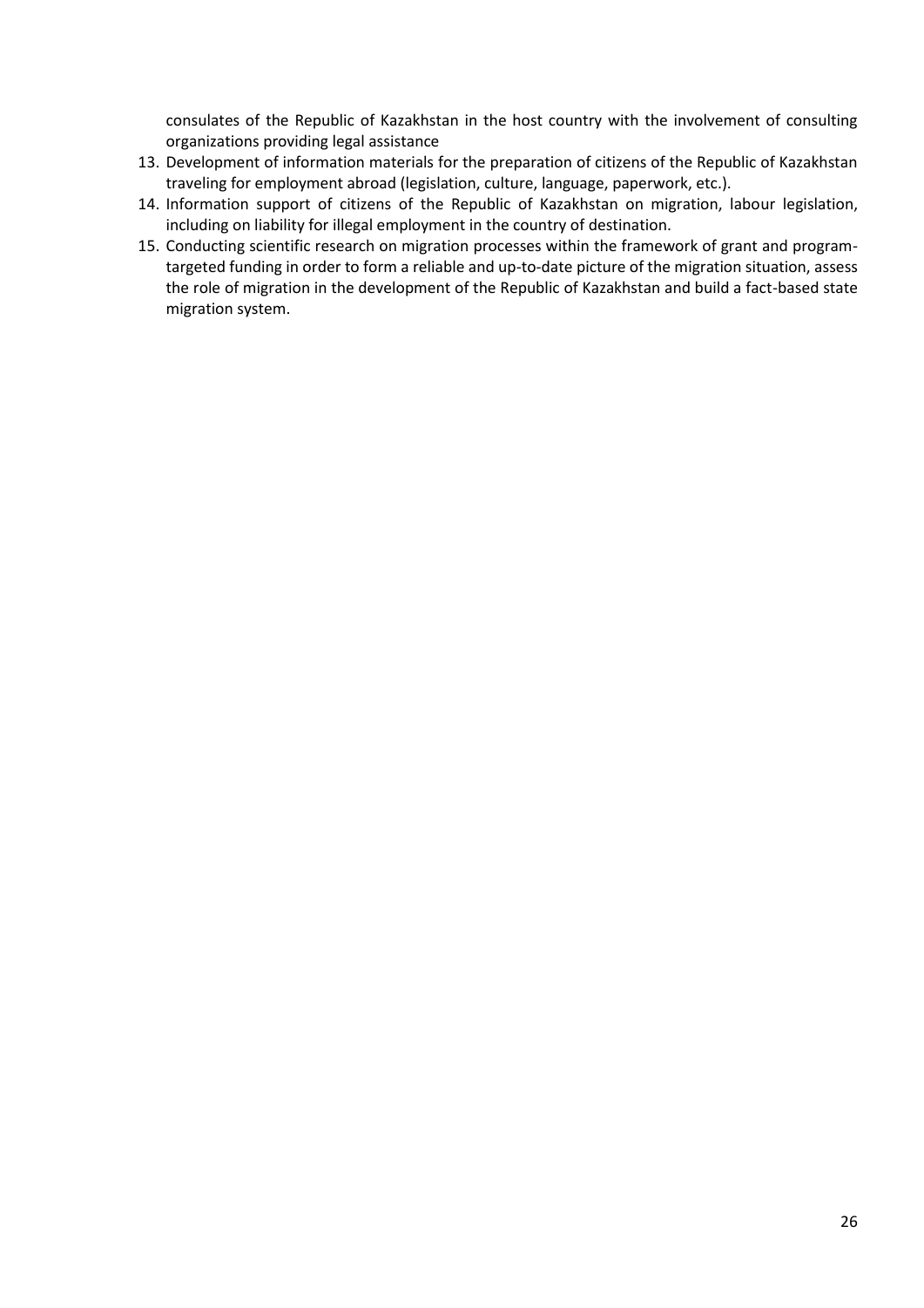consulates of the Republic of Kazakhstan in the host country with the involvement of consulting organizations providing legal assistance

13. Development of information materials for the preparation of citizens of the Republic of Kazakhstan traveling for employment abroad (legislation, culture, language, paperwork, etc.).
14. Information support of citizens of the Republic of Kazakhstan on migration, labour legislation, including on liability for illegal employment in the country of destination.
15. Conducting scientific research on migration processes within the framework of grant and program-targeted funding in order to form a reliable and up-to-date picture of the migration situation, assess the role of migration in the development of the Republic of Kazakhstan and build a fact-based state migration system.